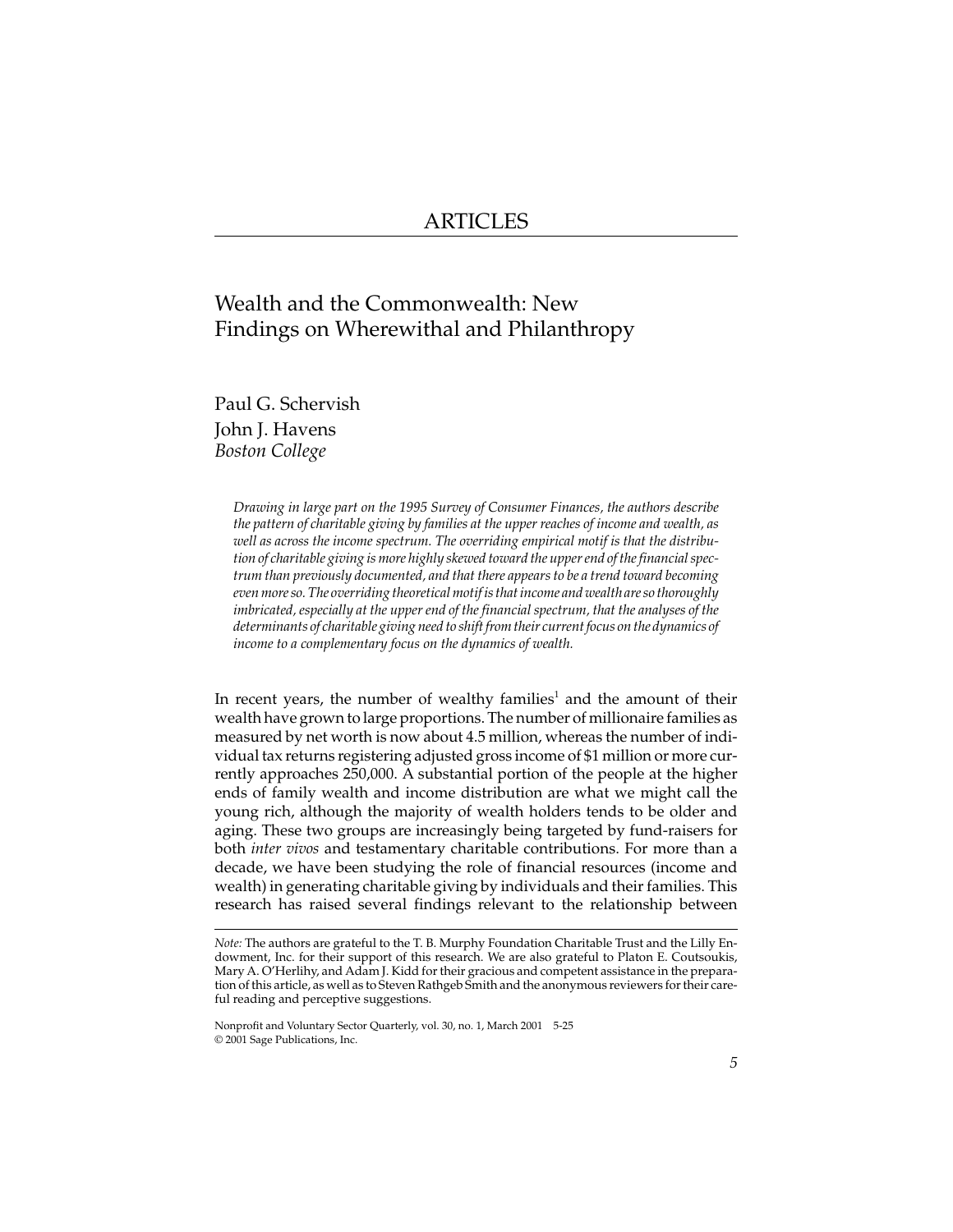ARTICLES

# Wealth and the Commonwealth: New Findings on Wherewithal and Philanthropy

Paul G. Schervish
John J. Havens
*Boston College*

*Drawing in large part on the 1995 Survey of Consumer Finances, the authors describe the pattern of charitable giving by families at the upper reaches of income and wealth, as well as across the income spectrum. The overriding empirical motif is that the distribution of charitable giving is more highly skewed toward the upper end of the financial spectrum than previously documented, and that there appears to be a trend toward becoming even more so. The overriding theoretical motif is that income and wealth are so thoroughly imbricated, especially at the upper end of the financial spectrum, that the analyses of the determinants of charitable giving need to shift from their current focus on the dynamics of income to a complementary focus on the dynamics of wealth.*

In recent years, the number of wealthy families[1] and the amount of their wealth have grown to large proportions. The number of millionaire families as measured by net worth is now about 4.5 million, whereas the number of individual tax returns registering adjusted gross income of $1 million or more currently approaches 250,000. A substantial portion of the people at the higher ends of family wealth and income distribution are what we might call the young rich, although the majority of wealth holders tends to be older and aging. These two groups are increasingly being targeted by fund-raisers for both *inter vivos* and testamentary charitable contributions. For more than a decade, we have been studying the role of financial resources (income and wealth) in generating charitable giving by individuals and their families. This research has raised several findings relevant to the relationship between

*Note:* The authors are grateful to the T. B. Murphy Foundation Charitable Trust and the Lilly Endowment, Inc. for their support of this research. We are also grateful to Platon E. Coutsoukis, Mary A. O'Herlihy, and Adam J. Kidd for their gracious and competent assistance in the preparation of this article, as well as to Steven Rathgeb Smith and the anonymous reviewers for their careful reading and perceptive suggestions.

Nonprofit and Voluntary Sector Quarterly, vol. 30, no. 1, March 2001 5-25
© 2001 Sage Publications, Inc.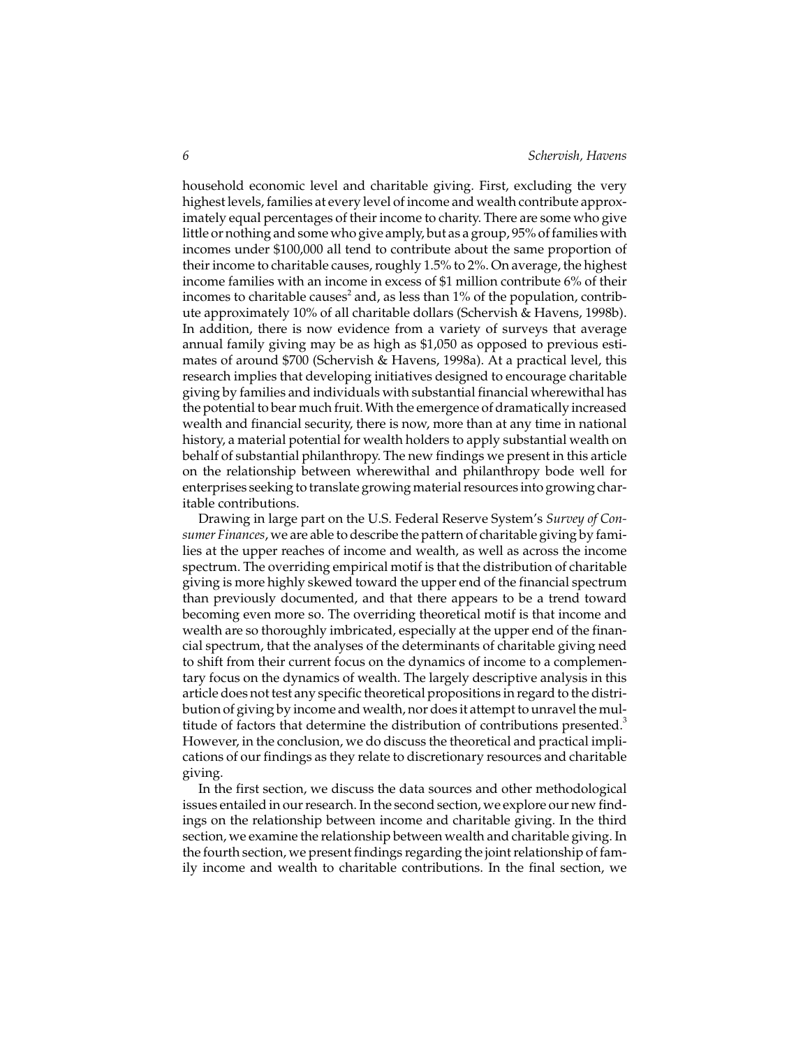household economic level and charitable giving. First, excluding the very highest levels, families at every level of income and wealth contribute approximately equal percentages of their income to charity. There are some who give little or nothing and some who give amply, but as a group, 95% of families with incomes under $100,000 all tend to contribute about the same proportion of their income to charitable causes, roughly 1.5% to 2%. On average, the highest income families with an income in excess of $1 million contribute 6% of their incomes to charitable causes[2] and, as less than 1% of the population, contribute approximately 10% of all charitable dollars (Schervish & Havens, 1998b). In addition, there is now evidence from a variety of surveys that average annual family giving may be as high as $1,050 as opposed to previous estimates of around $700 (Schervish & Havens, 1998a). At a practical level, this research implies that developing initiatives designed to encourage charitable giving by families and individuals with substantial financial wherewithal has the potential to bear much fruit. With the emergence of dramatically increased wealth and financial security, there is now, more than at any time in national history, a material potential for wealth holders to apply substantial wealth on behalf of substantial philanthropy. The new findings we present in this article on the relationship between wherewithal and philanthropy bode well for enterprises seeking to translate growing material resources into growing charitable contributions.

Drawing in large part on the U.S. Federal Reserve System's *Survey of Consumer Finances*, we are able to describe the pattern of charitable giving by families at the upper reaches of income and wealth, as well as across the income spectrum. The overriding empirical motif is that the distribution of charitable giving is more highly skewed toward the upper end of the financial spectrum than previously documented, and that there appears to be a trend toward becoming even more so. The overriding theoretical motif is that income and wealth are so thoroughly imbricated, especially at the upper end of the financial spectrum, that the analyses of the determinants of charitable giving need to shift from their current focus on the dynamics of income to a complementary focus on the dynamics of wealth. The largely descriptive analysis in this article does not test any specific theoretical propositions in regard to the distribution of giving by income and wealth, nor does it attempt to unravel the multitude of factors that determine the distribution of contributions presented.[3] However, in the conclusion, we do discuss the theoretical and practical implications of our findings as they relate to discretionary resources and charitable giving.

In the first section, we discuss the data sources and other methodological issues entailed in our research. In the second section, we explore our new findings on the relationship between income and charitable giving. In the third section, we examine the relationship between wealth and charitable giving. In the fourth section, we present findings regarding the joint relationship of family income and wealth to charitable contributions. In the final section, we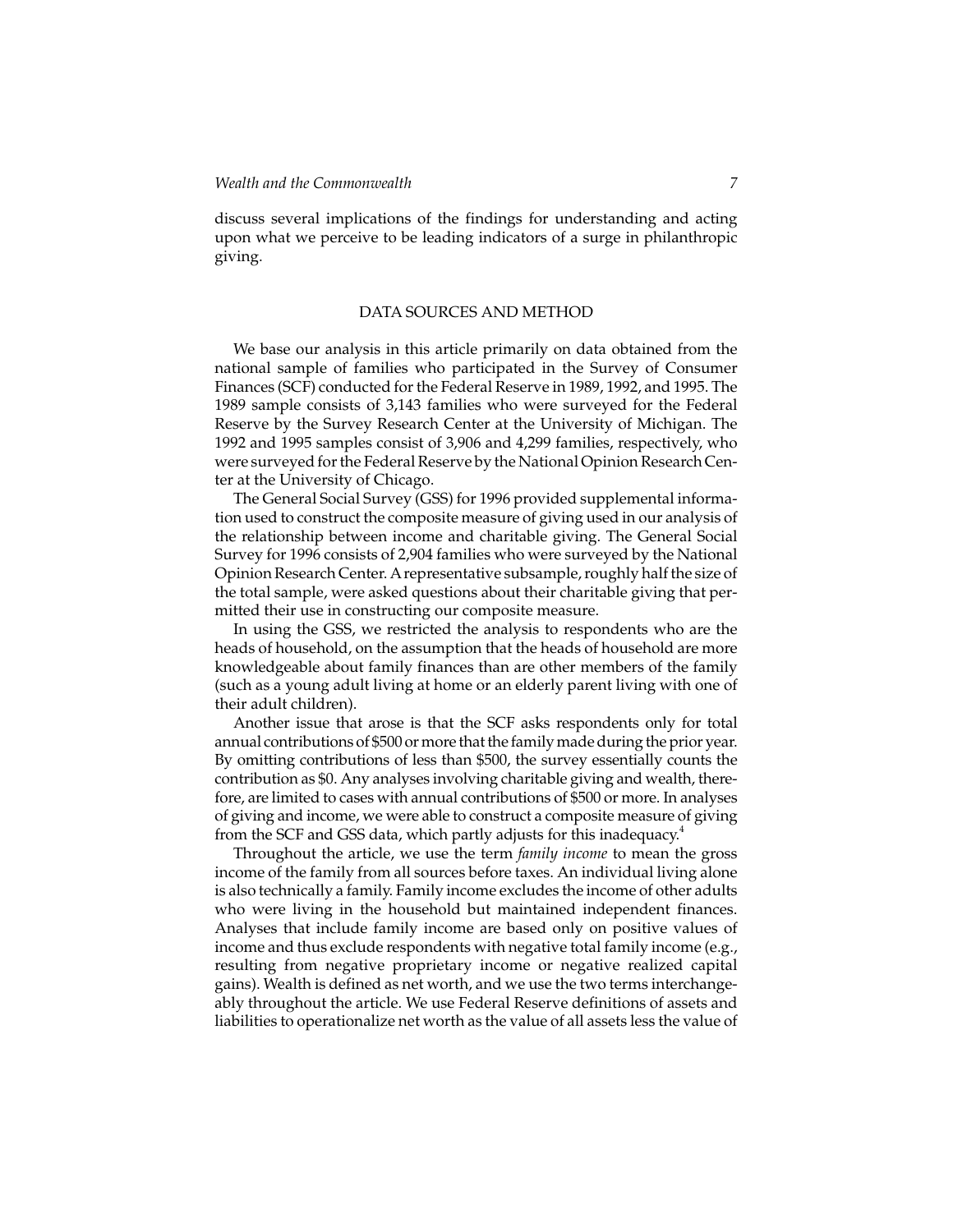discuss several implications of the findings for understanding and acting upon what we perceive to be leading indicators of a surge in philanthropic giving.

## DATA SOURCES AND METHOD

We base our analysis in this article primarily on data obtained from the national sample of families who participated in the Survey of Consumer Finances (SCF) conducted for the Federal Reserve in 1989, 1992, and 1995. The 1989 sample consists of 3,143 families who were surveyed for the Federal Reserve by the Survey Research Center at the University of Michigan. The 1992 and 1995 samples consist of 3,906 and 4,299 families, respectively, who were surveyed for the Federal Reserve by the National Opinion Research Center at the University of Chicago.

The General Social Survey (GSS) for 1996 provided supplemental information used to construct the composite measure of giving used in our analysis of the relationship between income and charitable giving. The General Social Survey for 1996 consists of 2,904 families who were surveyed by the National Opinion Research Center. A representative subsample, roughly half the size of the total sample, were asked questions about their charitable giving that permitted their use in constructing our composite measure.

In using the GSS, we restricted the analysis to respondents who are the heads of household, on the assumption that the heads of household are more knowledgeable about family finances than are other members of the family (such as a young adult living at home or an elderly parent living with one of their adult children).

Another issue that arose is that the SCF asks respondents only for total annual contributions of $500 or more that the family made during the prior year. By omitting contributions of less than $500, the survey essentially counts the contribution as $0. Any analyses involving charitable giving and wealth, therefore, are limited to cases with annual contributions of $500 or more. In analyses of giving and income, we were able to construct a composite measure of giving from the SCF and GSS data, which partly adjusts for this inadequacy.[4]

Throughout the article, we use the term *family income* to mean the gross income of the family from all sources before taxes. An individual living alone is also technically a family. Family income excludes the income of other adults who were living in the household but maintained independent finances. Analyses that include family income are based only on positive values of income and thus exclude respondents with negative total family income (e.g., resulting from negative proprietary income or negative realized capital gains). Wealth is defined as net worth, and we use the two terms interchangeably throughout the article. We use Federal Reserve definitions of assets and liabilities to operationalize net worth as the value of all assets less the value of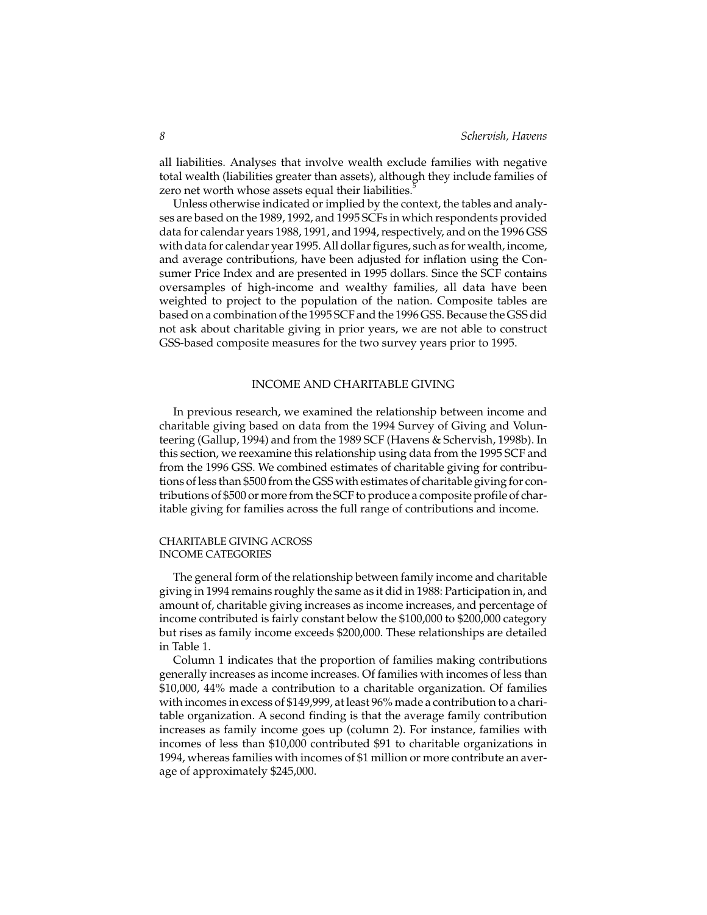all liabilities. Analyses that involve wealth exclude families with negative total wealth (liabilities greater than assets), although they include families of zero net worth whose assets equal their liabilities.[5]

Unless otherwise indicated or implied by the context, the tables and analyses are based on the 1989, 1992, and 1995 SCFs in which respondents provided data for calendar years 1988, 1991, and 1994, respectively, and on the 1996 GSS with data for calendar year 1995. All dollar figures, such as for wealth, income, and average contributions, have been adjusted for inflation using the Consumer Price Index and are presented in 1995 dollars. Since the SCF contains oversamples of high-income and wealthy families, all data have been weighted to project to the population of the nation. Composite tables are based on a combination of the 1995 SCF and the 1996 GSS. Because the GSS did not ask about charitable giving in prior years, we are not able to construct GSS-based composite measures for the two survey years prior to 1995.

## INCOME AND CHARITABLE GIVING

In previous research, we examined the relationship between income and charitable giving based on data from the 1994 Survey of Giving and Volunteering (Gallup, 1994) and from the 1989 SCF (Havens & Schervish, 1998b). In this section, we reexamine this relationship using data from the 1995 SCF and from the 1996 GSS. We combined estimates of charitable giving for contributions of less than $500 from the GSS with estimates of charitable giving for contributions of $500 or more from the SCF to produce a composite profile of charitable giving for families across the full range of contributions and income.

### CHARITABLE GIVING ACROSS INCOME CATEGORIES

The general form of the relationship between family income and charitable giving in 1994 remains roughly the same as it did in 1988: Participation in, and amount of, charitable giving increases as income increases, and percentage of income contributed is fairly constant below the $100,000 to $200,000 category but rises as family income exceeds $200,000. These relationships are detailed in Table 1.

Column 1 indicates that the proportion of families making contributions generally increases as income increases. Of families with incomes of less than $10,000, 44% made a contribution to a charitable organization. Of families with incomes in excess of $149,999, at least 96% made a contribution to a charitable organization. A second finding is that the average family contribution increases as family income goes up (column 2). For instance, families with incomes of less than $10,000 contributed $91 to charitable organizations in 1994, whereas families with incomes of $1 million or more contribute an average of approximately $245,000.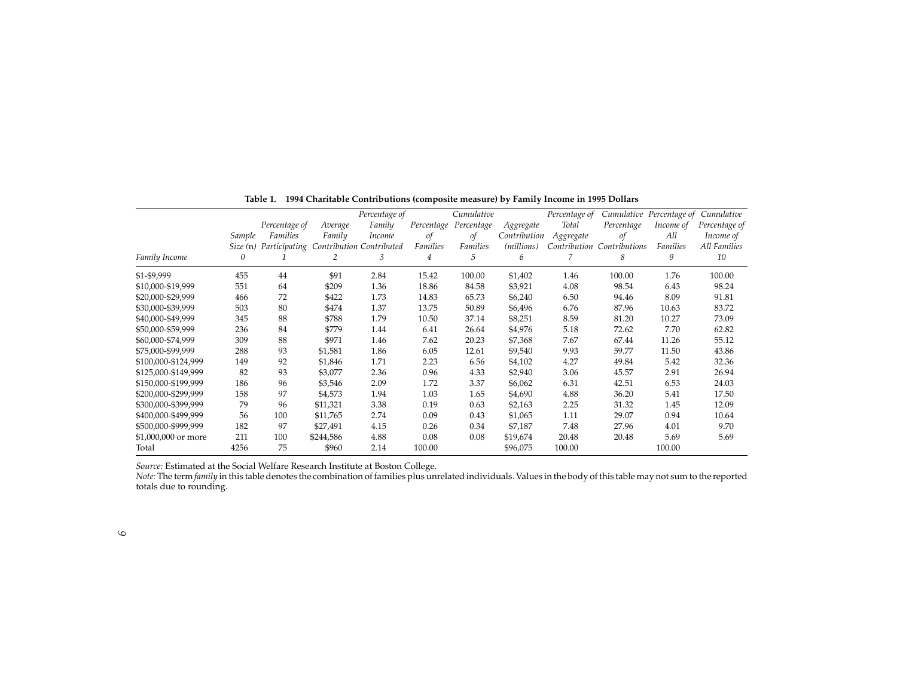**Table 1. 1994 Charitable Contributions (composite measure) by Family Income in 1995 Dollars**

| Family Income | Sample Size (n) 0 | Percentage of Families Participating 1 | Average Family Contribution 2 | Percentage of Family Income Contributed 3 | Percentage of Families 4 | Cumulative Percentage of Families 5 | Aggregate Contribution (millions) 6 | Percentage of Total Aggregate Contribution 7 | Cumulative Percentage of Contributions 8 | Percentage of Income of All Families 9 | Cumulative Percentage of Income of All Families 10 |
|---|---|---|---|---|---|---|---|---|---|---|---|
| $1-$9,999 | 455 | 44 | $91 | 2.84 | 15.42 | 100.00 | $1,402 | 1.46 | 100.00 | 1.76 | 100.00 |
| $10,000-$19,999 | 551 | 64 | $209 | 1.36 | 18.86 | 84.58 | $3,921 | 4.08 | 98.54 | 6.43 | 98.24 |
| $20,000-$29,999 | 466 | 72 | $422 | 1.73 | 14.83 | 65.73 | $6,240 | 6.50 | 94.46 | 8.09 | 91.81 |
| $30,000-$39,999 | 503 | 80 | $474 | 1.37 | 13.75 | 50.89 | $6,496 | 6.76 | 87.96 | 10.63 | 83.72 |
| $40,000-$49,999 | 345 | 88 | $788 | 1.79 | 10.50 | 37.14 | $8,251 | 8.59 | 81.20 | 10.27 | 73.09 |
| $50,000-$59,999 | 236 | 84 | $779 | 1.44 | 6.41 | 26.64 | $4,976 | 5.18 | 72.62 | 7.70 | 62.82 |
| $60,000-$74,999 | 309 | 88 | $971 | 1.46 | 7.62 | 20.23 | $7,368 | 7.67 | 67.44 | 11.26 | 55.12 |
| $75,000-$99,999 | 288 | 93 | $1,581 | 1.86 | 6.05 | 12.61 | $9,540 | 9.93 | 59.77 | 11.50 | 43.86 |
| $100,000-$124,999 | 149 | 92 | $1,846 | 1.71 | 2.23 | 6.56 | $4,102 | 4.27 | 49.84 | 5.42 | 32.36 |
| $125,000-$149,999 | 82 | 93 | $3,077 | 2.36 | 0.96 | 4.33 | $2,940 | 3.06 | 45.57 | 2.91 | 26.94 |
| $150,000-$199,999 | 186 | 96 | $3,546 | 2.09 | 1.72 | 3.37 | $6,062 | 6.31 | 42.51 | 6.53 | 24.03 |
| $200,000-$299,999 | 158 | 97 | $4,573 | 1.94 | 1.03 | 1.65 | $4,690 | 4.88 | 36.20 | 5.41 | 17.50 |
| $300,000-$399,999 | 79 | 96 | $11,321 | 3.38 | 0.19 | 0.63 | $2,163 | 2.25 | 31.32 | 1.45 | 12.09 |
| $400,000-$499,999 | 56 | 100 | $11,765 | 2.74 | 0.09 | 0.43 | $1,065 | 1.11 | 29.07 | 0.94 | 10.64 |
| $500,000-$999,999 | 182 | 97 | $27,491 | 4.15 | 0.26 | 0.34 | $7,187 | 7.48 | 27.96 | 4.01 | 9.70 |
| $1,000,000 or more | 211 | 100 | $244,586 | 4.88 | 0.08 | 0.08 | $19,674 | 20.48 | 20.48 | 5.69 | 5.69 |
| Total | 4256 | 75 | $960 | 2.14 | 100.00 | | $96,075 | 100.00 | | 100.00 | |

*Source:* Estimated at the Social Welfare Research Institute at Boston College.
*Note:* The term *family* in this table denotes the combination of families plus unrelated individuals. Values in the body of this table may not sum to the reported totals due to rounding.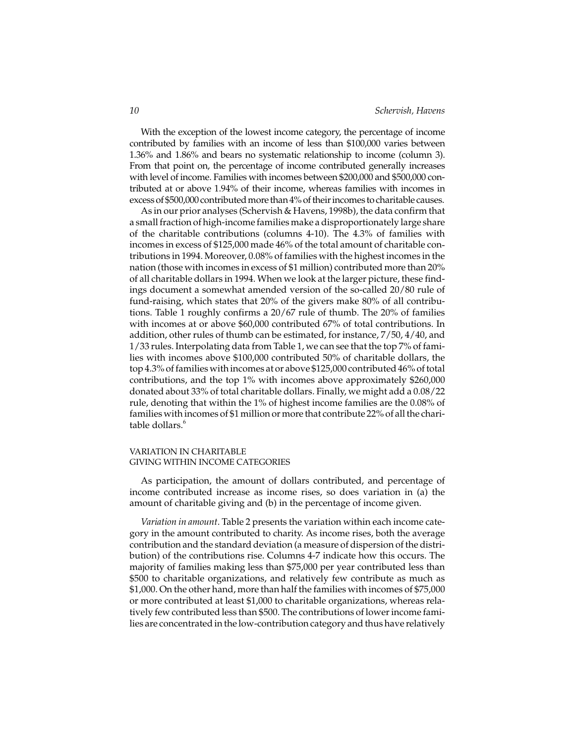With the exception of the lowest income category, the percentage of income contributed by families with an income of less than $100,000 varies between 1.36% and 1.86% and bears no systematic relationship to income (column 3). From that point on, the percentage of income contributed generally increases with level of income. Families with incomes between $200,000 and $500,000 contributed at or above 1.94% of their income, whereas families with incomes in excess of $500,000 contributed more than 4% of their incomes to charitable causes.

As in our prior analyses (Schervish & Havens, 1998b), the data confirm that a small fraction of high-income families make a disproportionately large share of the charitable contributions (columns 4-10). The 4.3% of families with incomes in excess of $125,000 made 46% of the total amount of charitable contributions in 1994. Moreover, 0.08% of families with the highest incomes in the nation (those with incomes in excess of $1 million) contributed more than 20% of all charitable dollars in 1994. When we look at the larger picture, these findings document a somewhat amended version of the so-called 20/80 rule of fund-raising, which states that 20% of the givers make 80% of all contributions. Table 1 roughly confirms a 20/67 rule of thumb. The 20% of families with incomes at or above $60,000 contributed 67% of total contributions. In addition, other rules of thumb can be estimated, for instance, 7/50, 4/40, and 1/33 rules. Interpolating data from Table 1, we can see that the top 7% of families with incomes above $100,000 contributed 50% of charitable dollars, the top 4.3% of families with incomes at or above $125,000 contributed 46% of total contributions, and the top 1% with incomes above approximately $260,000 donated about 33% of total charitable dollars. Finally, we might add a 0.08/22 rule, denoting that within the 1% of highest income families are the 0.08% of families with incomes of $1 million or more that contribute 22% of all the charitable dollars.[6]

## VARIATION IN CHARITABLE GIVING WITHIN INCOME CATEGORIES

As participation, the amount of dollars contributed, and percentage of income contributed increase as income rises, so does variation in (a) the amount of charitable giving and (b) in the percentage of income given.

*Variation in amount*. Table 2 presents the variation within each income category in the amount contributed to charity. As income rises, both the average contribution and the standard deviation (a measure of dispersion of the distribution) of the contributions rise. Columns 4-7 indicate how this occurs. The majority of families making less than $75,000 per year contributed less than $500 to charitable organizations, and relatively few contribute as much as $1,000. On the other hand, more than half the families with incomes of $75,000 or more contributed at least $1,000 to charitable organizations, whereas relatively few contributed less than $500. The contributions of lower income families are concentrated in the low-contribution category and thus have relatively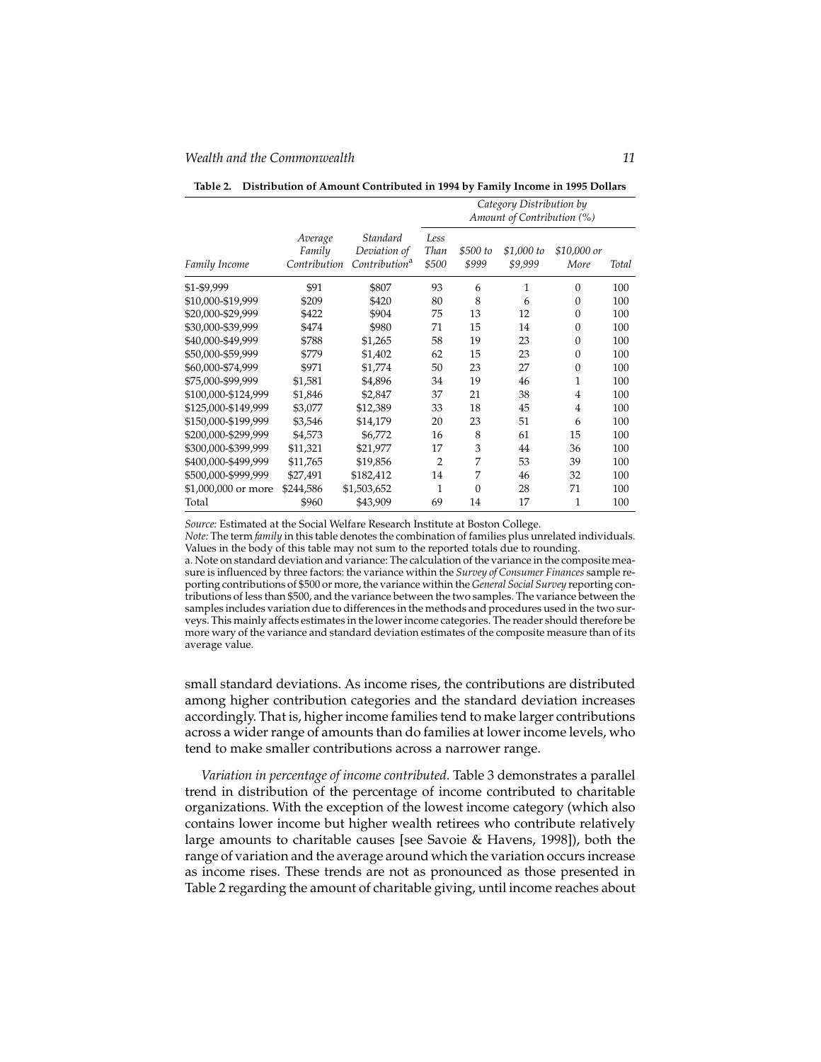**Table 2. Distribution of Amount Contributed in 1994 by Family Income in 1995 Dollars**

| Family Income | Average Family Contribution | Standard Deviation of Contribution[a] | Category Distribution by Amount of Contribution (%) | | | | |
|---|---|---|---|---|---|---|---|
| | | | Less Than $500 | $500 to $999 | $1,000 to $9,999 | $10,000 or More | Total |
| $1-$9,999 | $91 | $807 | 93 | 6 | 1 | 0 | 100 |
| $10,000-$19,999 | $209 | $420 | 80 | 8 | 6 | 0 | 100 |
| $20,000-$29,999 | $422 | $904 | 75 | 13 | 12 | 0 | 100 |
| $30,000-$39,999 | $474 | $980 | 71 | 15 | 14 | 0 | 100 |
| $40,000-$49,999 | $788 | $1,265 | 58 | 19 | 23 | 0 | 100 |
| $50,000-$59,999 | $779 | $1,402 | 62 | 15 | 23 | 0 | 100 |
| $60,000-$74,999 | $971 | $1,774 | 50 | 23 | 27 | 0 | 100 |
| $75,000-$99,999 | $1,581 | $4,896 | 34 | 19 | 46 | 1 | 100 |
| $100,000-$124,999 | $1,846 | $2,847 | 37 | 21 | 38 | 4 | 100 |
| $125,000-$149,999 | $3,077 | $12,389 | 33 | 18 | 45 | 4 | 100 |
| $150,000-$199,999 | $3,546 | $14,179 | 20 | 23 | 51 | 6 | 100 |
| $200,000-$299,999 | $4,573 | $6,772 | 16 | 8 | 61 | 15 | 100 |
| $300,000-$399,999 | $11,321 | $21,977 | 17 | 3 | 44 | 36 | 100 |
| $400,000-$499,999 | $11,765 | $19,856 | 2 | 7 | 53 | 39 | 100 |
| $500,000-$999,999 | $27,491 | $182,412 | 14 | 7 | 46 | 32 | 100 |
| $1,000,000 or more | $244,586 | $1,503,652 | 1 | 0 | 28 | 71 | 100 |
| Total | $960 | $43,909 | 69 | 14 | 17 | 1 | 100 |

*Source:* Estimated at the Social Welfare Research Institute at Boston College.

*Note:* The term *family* in this table denotes the combination of families plus unrelated individuals. Values in the body of this table may not sum to the reported totals due to rounding.

a. Note on standard deviation and variance: The calculation of the variance in the composite measure is influenced by three factors: the variance within the *Survey of Consumer Finances* sample reporting contributions of $500 or more, the variance within the *General Social Survey* reporting contributions of less than $500, and the variance between the two samples. The variance between the samples includes variation due to differences in the methods and procedures used in the two surveys. This mainly affects estimates in the lower income categories. The reader should therefore be more wary of the variance and standard deviation estimates of the composite measure than of its average value.

small standard deviations. As income rises, the contributions are distributed among higher contribution categories and the standard deviation increases accordingly. That is, higher income families tend to make larger contributions across a wider range of amounts than do families at lower income levels, who tend to make smaller contributions across a narrower range.

*Variation in percentage of income contributed*. Table 3 demonstrates a parallel trend in distribution of the percentage of income contributed to charitable organizations. With the exception of the lowest income category (which also contains lower income but higher wealth retirees who contribute relatively large amounts to charitable causes [see Savoie & Havens, 1998]), both the range of variation and the average around which the variation occurs increase as income rises. These trends are not as pronounced as those presented in Table 2 regarding the amount of charitable giving, until income reaches about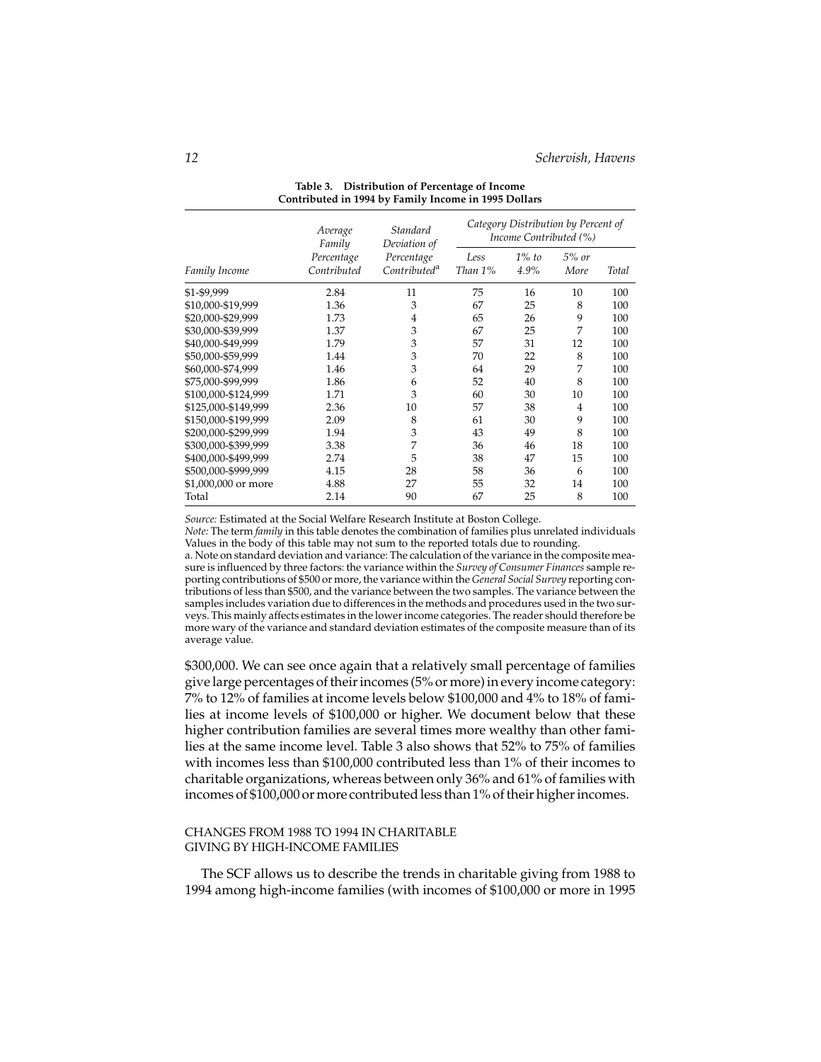**Table 3. Distribution of Percentage of Income Contributed in 1994 by Family Income in 1995 Dollars**

| Family Income | Average Family Percentage Contributed | Standard Deviation of Percentage Contributed[a] | Category Distribution by Percent of Income Contributed (%) | | | |
|---|---|---|---|---|---|---|
| | | | Less Than 1% | 1% to 4.9% | 5% or More | Total |
| \$1-\$9,999 | 2.84 | 11 | 75 | 16 | 10 | 100 |
| \$10,000-\$19,999 | 1.36 | 3 | 67 | 25 | 8 | 100 |
| \$20,000-\$29,999 | 1.73 | 4 | 65 | 26 | 9 | 100 |
| \$30,000-\$39,999 | 1.37 | 3 | 67 | 25 | 7 | 100 |
| \$40,000-\$49,999 | 1.79 | 3 | 57 | 31 | 12 | 100 |
| \$50,000-\$59,999 | 1.44 | 3 | 70 | 22 | 8 | 100 |
| \$60,000-\$74,999 | 1.46 | 3 | 64 | 29 | 7 | 100 |
| \$75,000-\$99,999 | 1.86 | 6 | 52 | 40 | 8 | 100 |
| \$100,000-\$124,999 | 1.71 | 3 | 60 | 30 | 10 | 100 |
| \$125,000-\$149,999 | 2.36 | 10 | 57 | 38 | 4 | 100 |
| \$150,000-\$199,999 | 2.09 | 8 | 61 | 30 | 9 | 100 |
| \$200,000-\$299,999 | 1.94 | 3 | 43 | 49 | 8 | 100 |
| \$300,000-\$399,999 | 3.38 | 7 | 36 | 46 | 18 | 100 |
| \$400,000-\$499,999 | 2.74 | 5 | 38 | 47 | 15 | 100 |
| \$500,000-\$999,999 | 4.15 | 28 | 58 | 36 | 6 | 100 |
| \$1,000,000 or more | 4.88 | 27 | 55 | 32 | 14 | 100 |
| Total | 2.14 | 90 | 67 | 25 | 8 | 100 |

*Source:* Estimated at the Social Welfare Research Institute at Boston College.

*Note:* The term *family* in this table denotes the combination of families plus unrelated individuals Values in the body of this table may not sum to the reported totals due to rounding.

a. Note on standard deviation and variance: The calculation of the variance in the composite measure is influenced by three factors: the variance within the *Survey of Consumer Finances* sample reporting contributions of \$500 or more, the variance within the *General Social Survey* reporting contributions of less than \$500, and the variance between the two samples. The variance between the samples includes variation due to differences in the methods and procedures used in the two surveys. This mainly affects estimates in the lower income categories. The reader should therefore be more wary of the variance and standard deviation estimates of the composite measure than of its average value.

\$300,000. We can see once again that a relatively small percentage of families give large percentages of their incomes (5% or more) in every income category: 7% to 12% of families at income levels below \$100,000 and 4% to 18% of families at income levels of \$100,000 or higher. We document below that these higher contribution families are several times more wealthy than other families at the same income level. Table 3 also shows that 52% to 75% of families with incomes less than \$100,000 contributed less than 1% of their incomes to charitable organizations, whereas between only 36% and 61% of families with incomes of \$100,000 or more contributed less than 1% of their higher incomes.

## CHANGES FROM 1988 TO 1994 IN CHARITABLE GIVING BY HIGH-INCOME FAMILIES

The SCF allows us to describe the trends in charitable giving from 1988 to 1994 among high-income families (with incomes of \$100,000 or more in 1995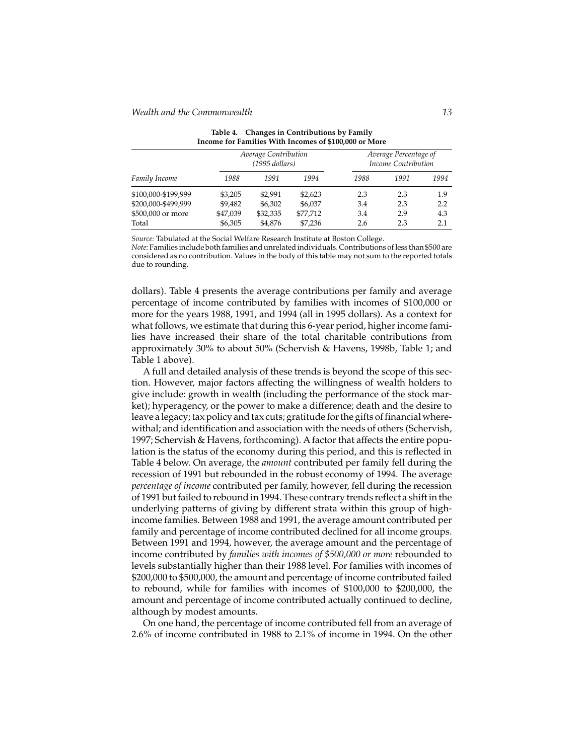**Table 4. Changes in Contributions by Family Income for Families With Incomes of $100,000 or More**

| Family Income | Average Contribution (1995 dollars) | | | Average Percentage of Income Contribution | | |
|---|---|---|---|---|---|---|
| | 1988 | 1991 | 1994 | 1988 | 1991 | 1994 |
| $100,000-$199,999 | $3,205 | $2,991 | $2,623 | 2.3 | 2.3 | 1.9 |
| $200,000-$499,999 | $9,482 | $6,302 | $6,037 | 3.4 | 2.3 | 2.2 |
| $500,000 or more | $47,039 | $32,335 | $77,712 | 3.4 | 2.9 | 4.3 |
| Total | $6,305 | $4,876 | $7,236 | 2.6 | 2.3 | 2.1 |

*Source:* Tabulated at the Social Welfare Research Institute at Boston College.
*Note:* Families include both families and unrelated individuals. Contributions of less than $500 are considered as no contribution. Values in the body of this table may not sum to the reported totals due to rounding.

dollars). Table 4 presents the average contributions per family and average percentage of income contributed by families with incomes of $100,000 or more for the years 1988, 1991, and 1994 (all in 1995 dollars). As a context for what follows, we estimate that during this 6-year period, higher income families have increased their share of the total charitable contributions from approximately 30% to about 50% (Schervish & Havens, 1998b, Table 1; and Table 1 above).

A full and detailed analysis of these trends is beyond the scope of this section. However, major factors affecting the willingness of wealth holders to give include: growth in wealth (including the performance of the stock market); hyperagency, or the power to make a difference; death and the desire to leave a legacy; tax policy and tax cuts; gratitude for the gifts of financial wherewithal; and identification and association with the needs of others (Schervish, 1997; Schervish & Havens, forthcoming). A factor that affects the entire population is the status of the economy during this period, and this is reflected in Table 4 below. On average, the *amount* contributed per family fell during the recession of 1991 but rebounded in the robust economy of 1994. The average *percentage of income* contributed per family, however, fell during the recession of 1991 but failed to rebound in 1994. These contrary trends reflect a shift in the underlying patterns of giving by different strata within this group of high-income families. Between 1988 and 1991, the average amount contributed per family and percentage of income contributed declined for all income groups. Between 1991 and 1994, however, the average amount and the percentage of income contributed by *families with incomes of $500,000 or more* rebounded to levels substantially higher than their 1988 level. For families with incomes of $200,000 to $500,000, the amount and percentage of income contributed failed to rebound, while for families with incomes of $100,000 to $200,000, the amount and percentage of income contributed actually continued to decline, although by modest amounts.

On one hand, the percentage of income contributed fell from an average of 2.6% of income contributed in 1988 to 2.1% of income in 1994. On the other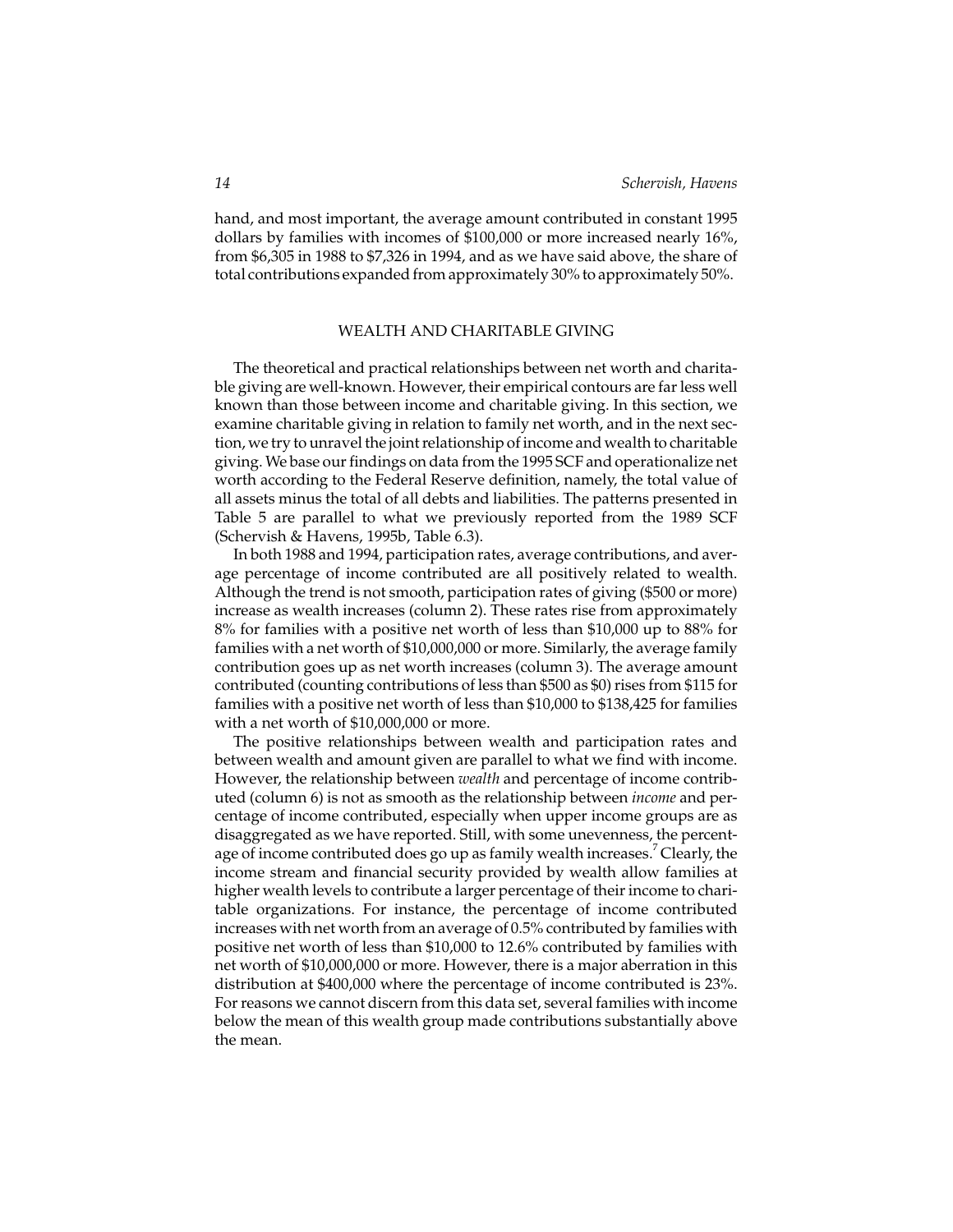hand, and most important, the average amount contributed in constant 1995 dollars by families with incomes of $100,000 or more increased nearly 16%, from $6,305 in 1988 to $7,326 in 1994, and as we have said above, the share of total contributions expanded from approximately 30% to approximately 50%.

## WEALTH AND CHARITABLE GIVING

The theoretical and practical relationships between net worth and charitable giving are well-known. However, their empirical contours are far less well known than those between income and charitable giving. In this section, we examine charitable giving in relation to family net worth, and in the next section, we try to unravel the joint relationship of income and wealth to charitable giving. We base our findings on data from the 1995 SCF and operationalize net worth according to the Federal Reserve definition, namely, the total value of all assets minus the total of all debts and liabilities. The patterns presented in Table 5 are parallel to what we previously reported from the 1989 SCF (Schervish & Havens, 1995b, Table 6.3).

In both 1988 and 1994, participation rates, average contributions, and average percentage of income contributed are all positively related to wealth. Although the trend is not smooth, participation rates of giving ($500 or more) increase as wealth increases (column 2). These rates rise from approximately 8% for families with a positive net worth of less than $10,000 up to 88% for families with a net worth of $10,000,000 or more. Similarly, the average family contribution goes up as net worth increases (column 3). The average amount contributed (counting contributions of less than $500 as $0) rises from $115 for families with a positive net worth of less than $10,000 to $138,425 for families with a net worth of $10,000,000 or more.

The positive relationships between wealth and participation rates and between wealth and amount given are parallel to what we find with income. However, the relationship between *wealth* and percentage of income contributed (column 6) is not as smooth as the relationship between *income* and percentage of income contributed, especially when upper income groups are as disaggregated as we have reported. Still, with some unevenness, the percentage of income contributed does go up as family wealth increases.[7] Clearly, the income stream and financial security provided by wealth allow families at higher wealth levels to contribute a larger percentage of their income to charitable organizations. For instance, the percentage of income contributed increases with net worth from an average of 0.5% contributed by families with positive net worth of less than $10,000 to 12.6% contributed by families with net worth of $10,000,000 or more. However, there is a major aberration in this distribution at $400,000 where the percentage of income contributed is 23%. For reasons we cannot discern from this data set, several families with income below the mean of this wealth group made contributions substantially above the mean.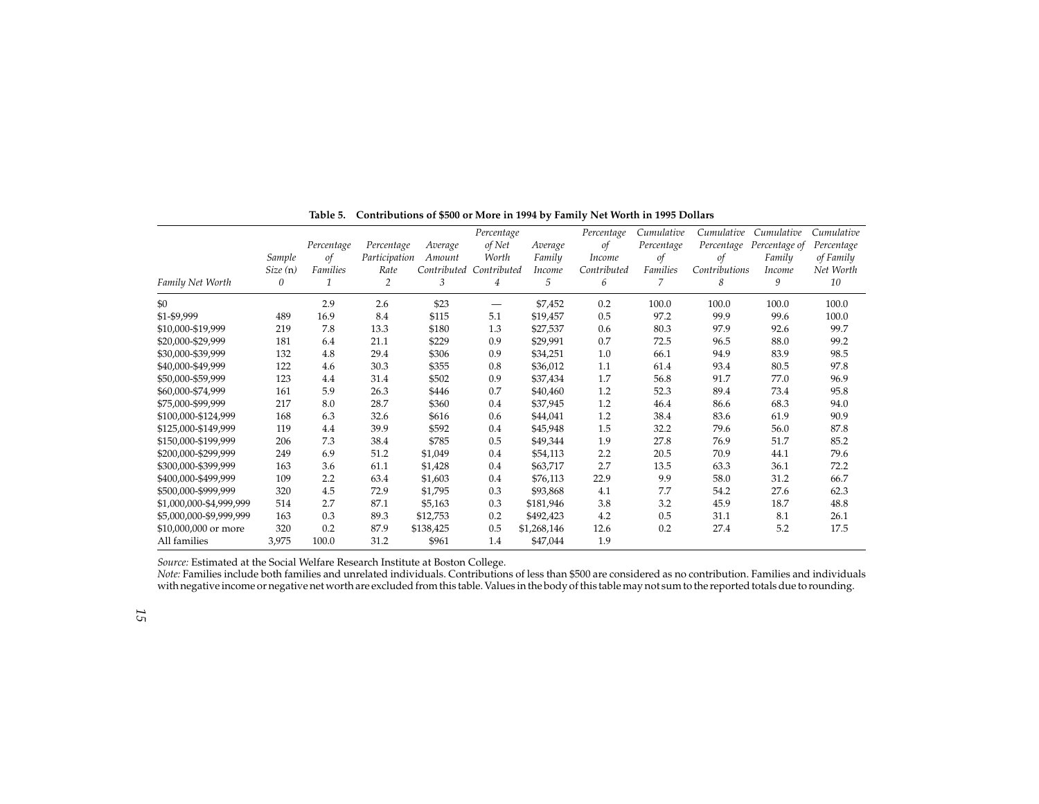**Table 5. Contributions of $500 or More in 1994 by Family Net Worth in 1995 Dollars**

| Family Net Worth | Sample Size (n) 0 | Percentage of Families 1 | Percentage Participation Rate 2 | Average Amount Contributed 3 | Percentage of Net Worth Contributed 4 | Average Family Income 5 | Percentage of Income Contributed 6 | Cumulative Percentage of Families 7 | Cumulative Percentage of Contributions 8 | Cumulative Percentage of Family Income 9 | Cumulative Percentage of Family Net Worth 10 |
|---|---|---|---|---|---|---|---|---|---|---|---|
| $0 | | 2.9 | 2.6 | $23 | — | $7,452 | 0.2 | 100.0 | 100.0 | 100.0 | 100.0 |
| $1-$9,999 | 489 | 16.9 | 8.4 | $115 | 5.1 | $19,457 | 0.5 | 97.2 | 99.9 | 99.6 | 100.0 |
| $10,000-$19,999 | 219 | 7.8 | 13.3 | $180 | 1.3 | $27,537 | 0.6 | 80.3 | 97.9 | 92.6 | 99.7 |
| $20,000-$29,999 | 181 | 6.4 | 21.1 | $229 | 0.9 | $29,991 | 0.7 | 72.5 | 96.5 | 88.0 | 99.2 |
| $30,000-$39,999 | 132 | 4.8 | 29.4 | $306 | 0.9 | $34,251 | 1.0 | 66.1 | 94.9 | 83.9 | 98.5 |
| $40,000-$49,999 | 122 | 4.6 | 30.3 | $355 | 0.8 | $36,012 | 1.1 | 61.4 | 93.4 | 80.5 | 97.8 |
| $50,000-$59,999 | 123 | 4.4 | 31.4 | $502 | 0.9 | $37,434 | 1.7 | 56.8 | 91.7 | 77.0 | 96.9 |
| $60,000-$74,999 | 161 | 5.9 | 26.3 | $446 | 0.7 | $40,460 | 1.2 | 52.3 | 89.4 | 73.4 | 95.8 |
| $75,000-$99,999 | 217 | 8.0 | 28.7 | $360 | 0.4 | $37,945 | 1.2 | 46.4 | 86.6 | 68.3 | 94.0 |
| $100,000-$124,999 | 168 | 6.3 | 32.6 | $616 | 0.6 | $44,041 | 1.2 | 38.4 | 83.6 | 61.9 | 90.9 |
| $125,000-$149,999 | 119 | 4.4 | 39.9 | $592 | 0.4 | $45,948 | 1.5 | 32.2 | 79.6 | 56.0 | 87.8 |
| $150,000-$199,999 | 206 | 7.3 | 38.4 | $785 | 0.5 | $49,344 | 1.9 | 27.8 | 76.9 | 51.7 | 85.2 |
| $200,000-$299,999 | 249 | 6.9 | 51.2 | $1,049 | 0.4 | $54,113 | 2.2 | 20.5 | 70.9 | 44.1 | 79.6 |
| $300,000-$399,999 | 163 | 3.6 | 61.1 | $1,428 | 0.4 | $63,717 | 2.7 | 13.5 | 63.3 | 36.1 | 72.2 |
| $400,000-$499,999 | 109 | 2.2 | 63.4 | $1,603 | 0.4 | $76,113 | 22.9 | 9.9 | 58.0 | 31.2 | 66.7 |
| $500,000-$999,999 | 320 | 4.5 | 72.9 | $1,795 | 0.3 | $93,868 | 4.1 | 7.7 | 54.2 | 27.6 | 62.3 |
| $1,000,000-$4,999,999 | 514 | 2.7 | 87.1 | $5,163 | 0.3 | $181,946 | 3.8 | 3.2 | 45.9 | 18.7 | 48.8 |
| $5,000,000-$9,999,999 | 163 | 0.3 | 89.3 | $12,753 | 0.2 | $492,423 | 4.2 | 0.5 | 31.1 | 8.1 | 26.1 |
| $10,000,000 or more | 320 | 0.2 | 87.9 | $138,425 | 0.5 | $1,268,146 | 12.6 | 0.2 | 27.4 | 5.2 | 17.5 |
| All families | 3,975 | 100.0 | 31.2 | $961 | 1.4 | $47,044 | 1.9 | | | | |

*Source:* Estimated at the Social Welfare Research Institute at Boston College.
*Note:* Families include both families and unrelated individuals. Contributions of less than $500 are considered as no contribution. Families and individuals with negative income or negative net worth are excluded from this table. Values in the body of this table may not sum to the reported totals due to rounding.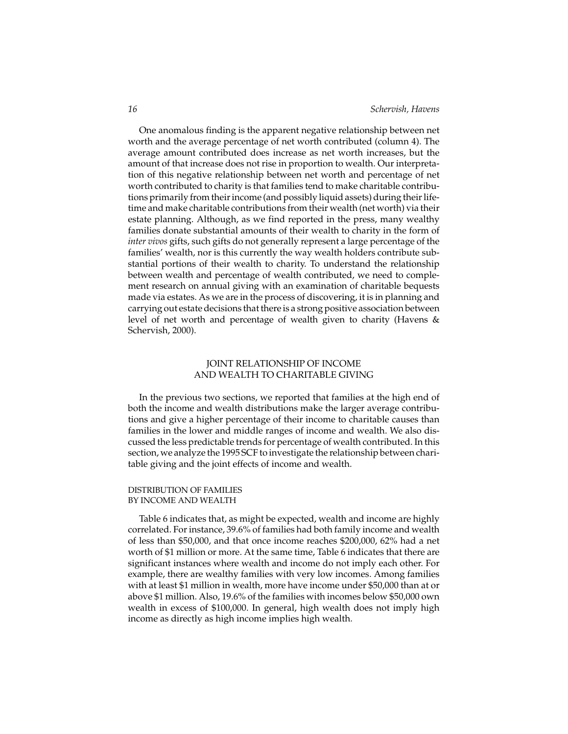One anomalous finding is the apparent negative relationship between net worth and the average percentage of net worth contributed (column 4). The average amount contributed does increase as net worth increases, but the amount of that increase does not rise in proportion to wealth. Our interpretation of this negative relationship between net worth and percentage of net worth contributed to charity is that families tend to make charitable contributions primarily from their income (and possibly liquid assets) during their lifetime and make charitable contributions from their wealth (net worth) via their estate planning. Although, as we find reported in the press, many wealthy families donate substantial amounts of their wealth to charity in the form of *inter vivos* gifts, such gifts do not generally represent a large percentage of the families' wealth, nor is this currently the way wealth holders contribute substantial portions of their wealth to charity. To understand the relationship between wealth and percentage of wealth contributed, we need to complement research on annual giving with an examination of charitable bequests made via estates. As we are in the process of discovering, it is in planning and carrying out estate decisions that there is a strong positive association between level of net worth and percentage of wealth given to charity (Havens & Schervish, 2000).

## JOINT RELATIONSHIP OF INCOME AND WEALTH TO CHARITABLE GIVING

In the previous two sections, we reported that families at the high end of both the income and wealth distributions make the larger average contributions and give a higher percentage of their income to charitable causes than families in the lower and middle ranges of income and wealth. We also discussed the less predictable trends for percentage of wealth contributed. In this section, we analyze the 1995 SCF to investigate the relationship between charitable giving and the joint effects of income and wealth.

### DISTRIBUTION OF FAMILIES BY INCOME AND WEALTH

Table 6 indicates that, as might be expected, wealth and income are highly correlated. For instance, 39.6% of families had both family income and wealth of less than $50,000, and that once income reaches $200,000, 62% had a net worth of $1 million or more. At the same time, Table 6 indicates that there are significant instances where wealth and income do not imply each other. For example, there are wealthy families with very low incomes. Among families with at least $1 million in wealth, more have income under $50,000 than at or above $1 million. Also, 19.6% of the families with incomes below $50,000 own wealth in excess of $100,000. In general, high wealth does not imply high income as directly as high income implies high wealth.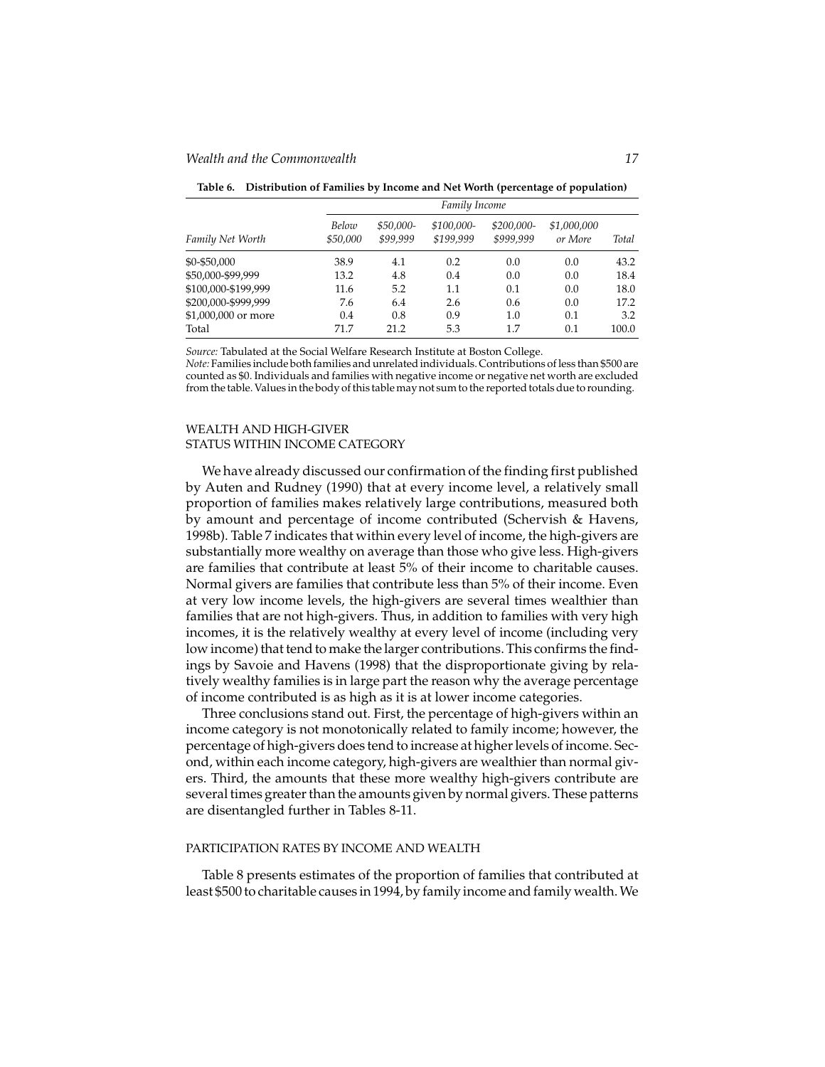**Table 6. Distribution of Families by Income and Net Worth (percentage of population)**

| | *Family Income* | | | | | |
|---|---|---|---|---|---|---|
| *Family Net Worth* | *Below $50,000* | *$50,000-$99,999* | *$100,000-$199,999* | *$200,000-$999,999* | *$1,000,000 or More* | *Total* |
| $0-$50,000 | 38.9 | 4.1 | 0.2 | 0.0 | 0.0 | 43.2 |
| $50,000-$99,999 | 13.2 | 4.8 | 0.4 | 0.0 | 0.0 | 18.4 |
| $100,000-$199,999 | 11.6 | 5.2 | 1.1 | 0.1 | 0.0 | 18.0 |
| $200,000-$999,999 | 7.6 | 6.4 | 2.6 | 0.6 | 0.0 | 17.2 |
| $1,000,000 or more | 0.4 | 0.8 | 0.9 | 1.0 | 0.1 | 3.2 |
| Total | 71.7 | 21.2 | 5.3 | 1.7 | 0.1 | 100.0 |

*Source:* Tabulated at the Social Welfare Research Institute at Boston College.
*Note:* Families include both families and unrelated individuals. Contributions of less than $500 are counted as $0. Individuals and families with negative income or negative net worth are excluded from the table. Values in the body of this table may not sum to the reported totals due to rounding.

## WEALTH AND HIGH-GIVER STATUS WITHIN INCOME CATEGORY

We have already discussed our confirmation of the finding first published by Auten and Rudney (1990) that at every income level, a relatively small proportion of families makes relatively large contributions, measured both by amount and percentage of income contributed (Schervish & Havens, 1998b). Table 7 indicates that within every level of income, the high-givers are substantially more wealthy on average than those who give less. High-givers are families that contribute at least 5% of their income to charitable causes. Normal givers are families that contribute less than 5% of their income. Even at very low income levels, the high-givers are several times wealthier than families that are not high-givers. Thus, in addition to families with very high incomes, it is the relatively wealthy at every level of income (including very low income) that tend to make the larger contributions. This confirms the findings by Savoie and Havens (1998) that the disproportionate giving by relatively wealthy families is in large part the reason why the average percentage of income contributed is as high as it is at lower income categories.

Three conclusions stand out. First, the percentage of high-givers within an income category is not monotonically related to family income; however, the percentage of high-givers does tend to increase at higher levels of income. Second, within each income category, high-givers are wealthier than normal givers. Third, the amounts that these more wealthy high-givers contribute are several times greater than the amounts given by normal givers. These patterns are disentangled further in Tables 8-11.

## PARTICIPATION RATES BY INCOME AND WEALTH

Table 8 presents estimates of the proportion of families that contributed at least $500 to charitable causes in 1994, by family income and family wealth. We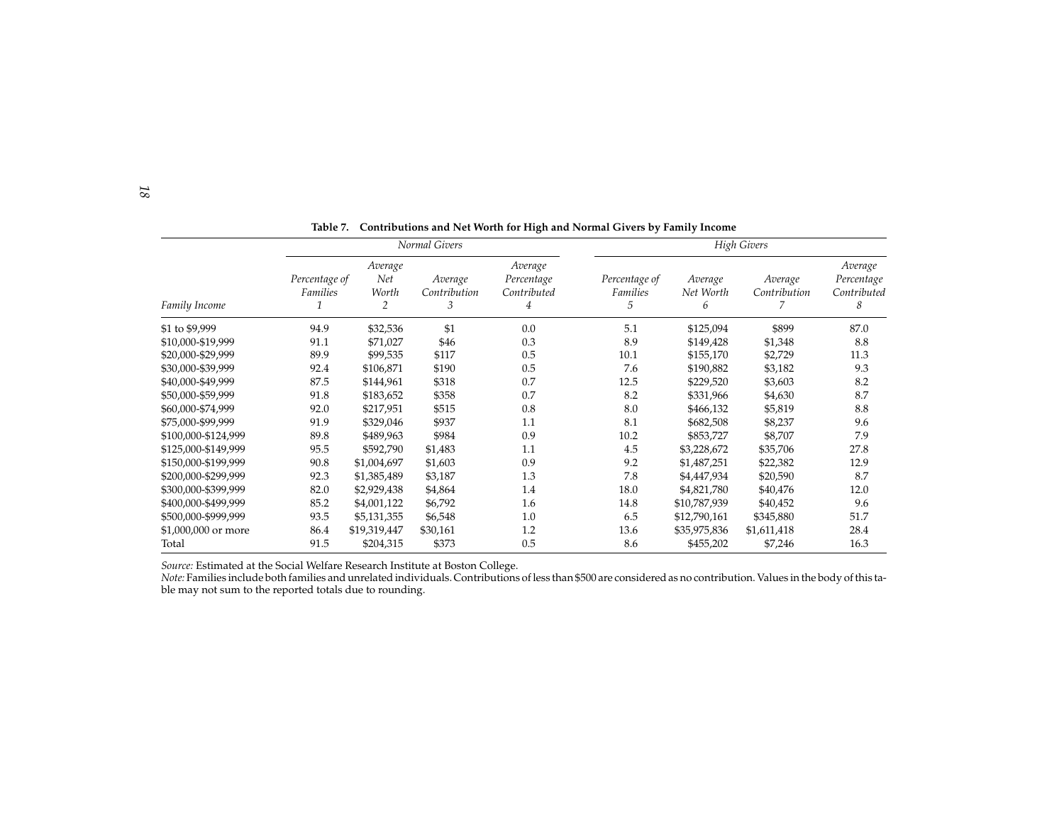**Table 7. Contributions and Net Worth for High and Normal Givers by Family Income**

| | *Normal Givers* | | | | *High Givers* | | | |
|---|---|---|---|---|---|---|---|---|
| *Family Income* | *Percentage of Families* 1 | *Average Net Worth* 2 | *Average Contribution* 3 | *Average Percentage Contributed* 4 | *Percentage of Families* 5 | *Average Net Worth* 6 | *Average Contribution* 7 | *Average Percentage Contributed* 8 |
| $1 to $9,999 | 94.9 | $32,536 | $1 | 0.0 | 5.1 | $125,094 | $899 | 87.0 |
| $10,000-$19,999 | 91.1 | $71,027 | $46 | 0.3 | 8.9 | $149,428 | $1,348 | 8.8 |
| $20,000-$29,999 | 89.9 | $99,535 | $117 | 0.5 | 10.1 | $155,170 | $2,729 | 11.3 |
| $30,000-$39,999 | 92.4 | $106,871 | $190 | 0.5 | 7.6 | $190,882 | $3,182 | 9.3 |
| $40,000-$49,999 | 87.5 | $144,961 | $318 | 0.7 | 12.5 | $229,520 | $3,603 | 8.2 |
| $50,000-$59,999 | 91.8 | $183,652 | $358 | 0.7 | 8.2 | $331,966 | $4,630 | 8.7 |
| $60,000-$74,999 | 92.0 | $217,951 | $515 | 0.8 | 8.0 | $466,132 | $5,819 | 8.8 |
| $75,000-$99,999 | 91.9 | $329,046 | $937 | 1.1 | 8.1 | $682,508 | $8,237 | 9.6 |
| $100,000-$124,999 | 89.8 | $489,963 | $984 | 0.9 | 10.2 | $853,727 | $8,707 | 7.9 |
| $125,000-$149,999 | 95.5 | $592,790 | $1,483 | 1.1 | 4.5 | $3,228,672 | $35,706 | 27.8 |
| $150,000-$199,999 | 90.8 | $1,004,697 | $1,603 | 0.9 | 9.2 | $1,487,251 | $22,382 | 12.9 |
| $200,000-$299,999 | 92.3 | $1,385,489 | $3,187 | 1.3 | 7.8 | $4,447,934 | $20,590 | 8.7 |
| $300,000-$399,999 | 82.0 | $2,929,438 | $4,864 | 1.4 | 18.0 | $4,821,780 | $40,476 | 12.0 |
| $400,000-$499,999 | 85.2 | $4,001,122 | $6,792 | 1.6 | 14.8 | $10,787,939 | $40,452 | 9.6 |
| $500,000-$999,999 | 93.5 | $5,131,355 | $6,548 | 1.0 | 6.5 | $12,790,161 | $345,880 | 51.7 |
| $1,000,000 or more | 86.4 | $19,319,447 | $30,161 | 1.2 | 13.6 | $35,975,836 | $1,611,418 | 28.4 |
| Total | 91.5 | $204,315 | $373 | 0.5 | 8.6 | $455,202 | $7,246 | 16.3 |

*Source:* Estimated at the Social Welfare Research Institute at Boston College.
*Note:* Families include both families and unrelated individuals. Contributions of less than $500 are considered as no contribution. Values in the body of this table may not sum to the reported totals due to rounding.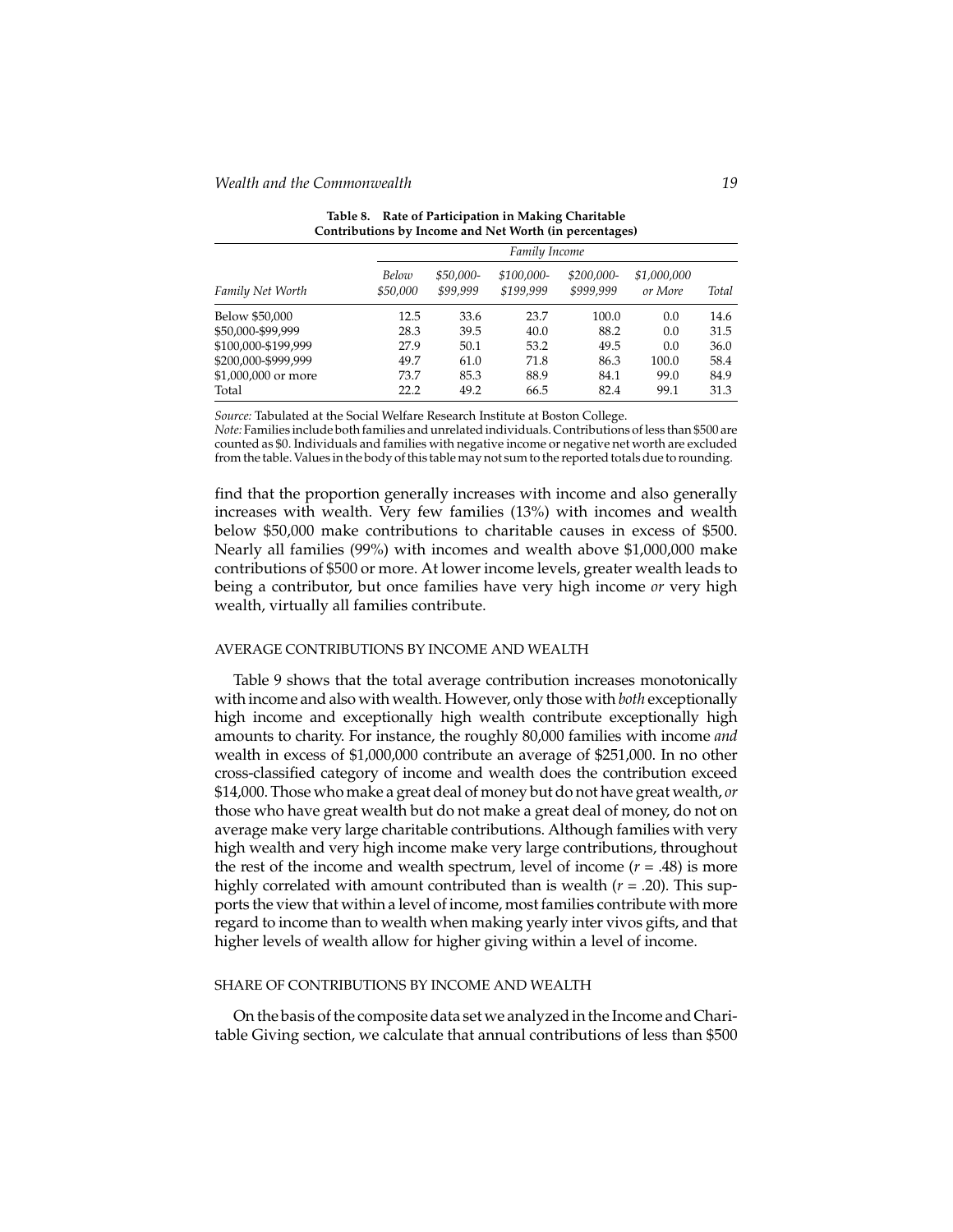**Table 8. Rate of Participation in Making Charitable Contributions by Income and Net Worth (in percentages)**

| | *Family Income* | | | | | |
|---|---|---|---|---|---|---|
| *Family Net Worth* | *Below $50,000* | *$50,000-$99,999* | *$100,000-$199,999* | *$200,000-$999,999* | *$1,000,000 or More* | *Total* |
| Below $50,000 | 12.5 | 33.6 | 23.7 | 100.0 | 0.0 | 14.6 |
| $50,000-$99,999 | 28.3 | 39.5 | 40.0 | 88.2 | 0.0 | 31.5 |
| $100,000-$199,999 | 27.9 | 50.1 | 53.2 | 49.5 | 0.0 | 36.0 |
| $200,000-$999,999 | 49.7 | 61.0 | 71.8 | 86.3 | 100.0 | 58.4 |
| $1,000,000 or more | 73.7 | 85.3 | 88.9 | 84.1 | 99.0 | 84.9 |
| Total | 22.2 | 49.2 | 66.5 | 82.4 | 99.1 | 31.3 |

*Source:* Tabulated at the Social Welfare Research Institute at Boston College.
*Note:* Families include both families and unrelated individuals. Contributions of less than $500 are counted as $0. Individuals and families with negative income or negative net worth are excluded from the table. Values in the body of this table may not sum to the reported totals due to rounding.

find that the proportion generally increases with income and also generally increases with wealth. Very few families (13%) with incomes and wealth below $50,000 make contributions to charitable causes in excess of $500. Nearly all families (99%) with incomes and wealth above $1,000,000 make contributions of $500 or more. At lower income levels, greater wealth leads to being a contributor, but once families have very high income *or* very high wealth, virtually all families contribute.

## AVERAGE CONTRIBUTIONS BY INCOME AND WEALTH

Table 9 shows that the total average contribution increases monotonically with income and also with wealth. However, only those with *both* exceptionally high income and exceptionally high wealth contribute exceptionally high amounts to charity. For instance, the roughly 80,000 families with income *and* wealth in excess of $1,000,000 contribute an average of $251,000. In no other cross-classified category of income and wealth does the contribution exceed $14,000. Those who make a great deal of money but do not have great wealth, *or* those who have great wealth but do not make a great deal of money, do not on average make very large charitable contributions. Although families with very high wealth and very high income make very large contributions, throughout the rest of the income and wealth spectrum, level of income ($r$ = .48) is more highly correlated with amount contributed than is wealth ($r$ = .20). This supports the view that within a level of income, most families contribute with more regard to income than to wealth when making yearly inter vivos gifts, and that higher levels of wealth allow for higher giving within a level of income.

## SHARE OF CONTRIBUTIONS BY INCOME AND WEALTH

On the basis of the composite data set we analyzed in the Income and Charitable Giving section, we calculate that annual contributions of less than $500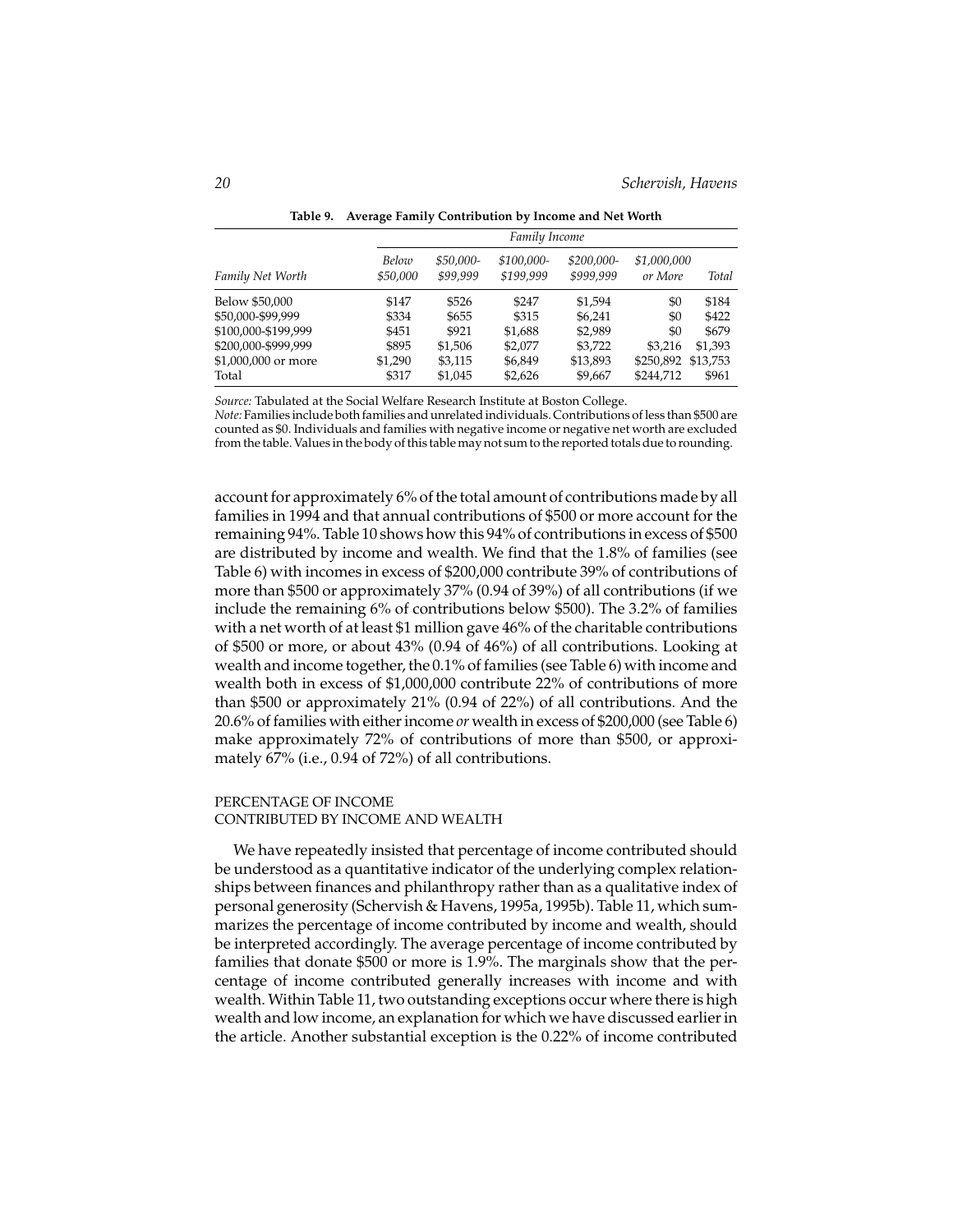**Table 9. Average Family Contribution by Income and Net Worth**

| | *Family Income* | | | | | |
|---|---|---|---|---|---|---|
| *Family Net Worth* | *Below $50,000* | *$50,000-$99,999* | *$100,000-$199,999* | *$200,000-$999,999* | *$1,000,000 or More* | *Total* |
| Below $50,000 | $147 | $526 | $247 | $1,594 | $0 | $184 |
| $50,000-$99,999 | $334 | $655 | $315 | $6,241 | $0 | $422 |
| $100,000-$199,999 | $451 | $921 | $1,688 | $2,989 | $0 | $679 |
| $200,000-$999,999 | $895 | $1,506 | $2,077 | $3,722 | $3,216 | $1,393 |
| $1,000,000 or more | $1,290 | $3,115 | $6,849 | $13,893 | $250,892 | $13,753 |
| Total | $317 | $1,045 | $2,626 | $9,667 | $244,712 | $961 |

*Source:* Tabulated at the Social Welfare Research Institute at Boston College.
*Note:* Families include both families and unrelated individuals. Contributions of less than $500 are counted as $0. Individuals and families with negative income or negative net worth are excluded from the table. Values in the body of this table may not sum to the reported totals due to rounding.

account for approximately 6% of the total amount of contributions made by all families in 1994 and that annual contributions of $500 or more account for the remaining 94%. Table 10 shows how this 94% of contributions in excess of $500 are distributed by income and wealth. We find that the 1.8% of families (see Table 6) with incomes in excess of $200,000 contribute 39% of contributions of more than $500 or approximately 37% (0.94 of 39%) of all contributions (if we include the remaining 6% of contributions below $500). The 3.2% of families with a net worth of at least $1 million gave 46% of the charitable contributions of $500 or more, or about 43% (0.94 of 46%) of all contributions. Looking at wealth and income together, the 0.1% of families (see Table 6) with income and wealth both in excess of $1,000,000 contribute 22% of contributions of more than $500 or approximately 21% (0.94 of 22%) of all contributions. And the 20.6% of families with either income *or* wealth in excess of $200,000 (see Table 6) make approximately 72% of contributions of more than $500, or approximately 67% (i.e., 0.94 of 72%) of all contributions.

## PERCENTAGE OF INCOME CONTRIBUTED BY INCOME AND WEALTH

We have repeatedly insisted that percentage of income contributed should be understood as a quantitative indicator of the underlying complex relationships between finances and philanthropy rather than as a qualitative index of personal generosity (Schervish & Havens, 1995a, 1995b). Table 11, which summarizes the percentage of income contributed by income and wealth, should be interpreted accordingly. The average percentage of income contributed by families that donate $500 or more is 1.9%. The marginals show that the percentage of income contributed generally increases with income and with wealth. Within Table 11, two outstanding exceptions occur where there is high wealth and low income, an explanation for which we have discussed earlier in the article. Another substantial exception is the 0.22% of income contributed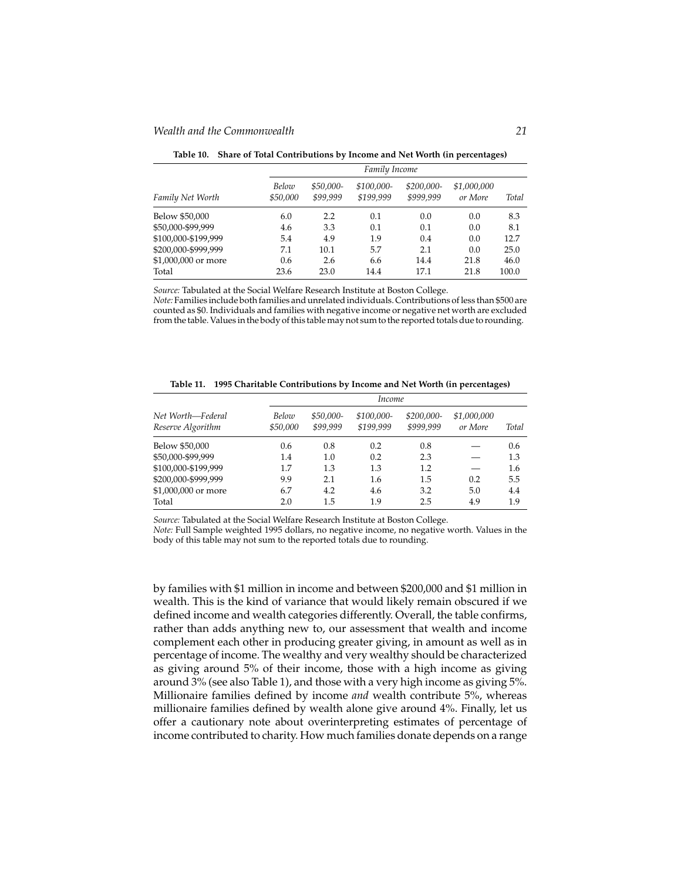**Table 10. Share of Total Contributions by Income and Net Worth (in percentages)**

| | *Family Income* | | | | | |
|---|---|---|---|---|---|---|
| *Family Net Worth* | *Below $50,000* | *$50,000-$99,999* | *$100,000-$199,999* | *$200,000-$999,999* | *$1,000,000 or More* | *Total* |
| Below $50,000 | 6.0 | 2.2 | 0.1 | 0.0 | 0.0 | 8.3 |
| $50,000-$99,999 | 4.6 | 3.3 | 0.1 | 0.1 | 0.0 | 8.1 |
| $100,000-$199,999 | 5.4 | 4.9 | 1.9 | 0.4 | 0.0 | 12.7 |
| $200,000-$999,999 | 7.1 | 10.1 | 5.7 | 2.1 | 0.0 | 25.0 |
| $1,000,000 or more | 0.6 | 2.6 | 6.6 | 14.4 | 21.8 | 46.0 |
| Total | 23.6 | 23.0 | 14.4 | 17.1 | 21.8 | 100.0 |

*Source:* Tabulated at the Social Welfare Research Institute at Boston College.
*Note:* Families include both families and unrelated individuals. Contributions of less than $500 are counted as $0. Individuals and families with negative income or negative net worth are excluded from the table. Values in the body of this table may not sum to the reported totals due to rounding.

**Table 11. 1995 Charitable Contributions by Income and Net Worth (in percentages)**

| | *Income* | | | | | |
|---|---|---|---|---|---|---|
| *Net Worth—Federal Reserve Algorithm* | *Below $50,000* | *$50,000-$99,999* | *$100,000-$199,999* | *$200,000-$999,999* | *$1,000,000 or More* | *Total* |
| Below $50,000 | 0.6 | 0.8 | 0.2 | 0.8 | — | 0.6 |
| $50,000-$99,999 | 1.4 | 1.0 | 0.2 | 2.3 | — | 1.3 |
| $100,000-$199,999 | 1.7 | 1.3 | 1.3 | 1.2 | — | 1.6 |
| $200,000-$999,999 | 9.9 | 2.1 | 1.6 | 1.5 | 0.2 | 5.5 |
| $1,000,000 or more | 6.7 | 4.2 | 4.6 | 3.2 | 5.0 | 4.4 |
| Total | 2.0 | 1.5 | 1.9 | 2.5 | 4.9 | 1.9 |

*Source:* Tabulated at the Social Welfare Research Institute at Boston College.
*Note:* Full Sample weighted 1995 dollars, no negative income, no negative worth. Values in the body of this table may not sum to the reported totals due to rounding.

by families with $1 million in income and between $200,000 and $1 million in wealth. This is the kind of variance that would likely remain obscured if we defined income and wealth categories differently. Overall, the table confirms, rather than adds anything new to, our assessment that wealth and income complement each other in producing greater giving, in amount as well as in percentage of income. The wealthy and very wealthy should be characterized as giving around 5% of their income, those with a high income as giving around 3% (see also Table 1), and those with a very high income as giving 5%. Millionaire families defined by income *and* wealth contribute 5%, whereas millionaire families defined by wealth alone give around 4%. Finally, let us offer a cautionary note about overinterpreting estimates of percentage of income contributed to charity. How much families donate depends on a range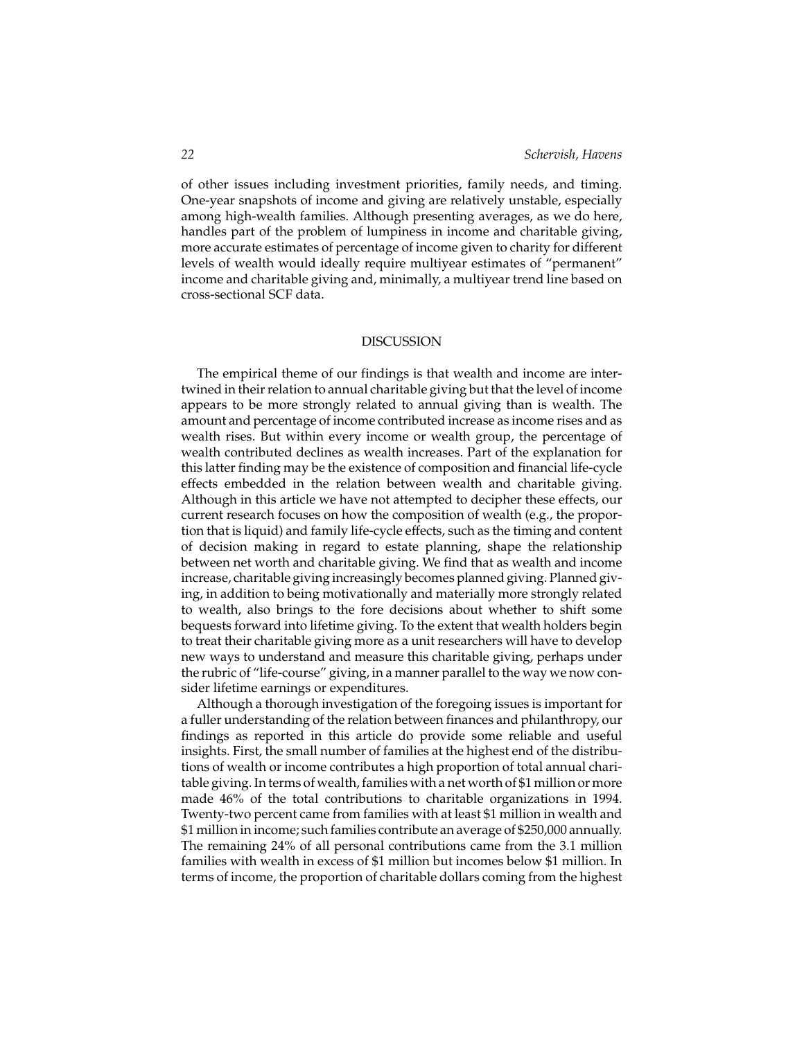of other issues including investment priorities, family needs, and timing. One-year snapshots of income and giving are relatively unstable, especially among high-wealth families. Although presenting averages, as we do here, handles part of the problem of lumpiness in income and charitable giving, more accurate estimates of percentage of income given to charity for different levels of wealth would ideally require multiyear estimates of "permanent" income and charitable giving and, minimally, a multiyear trend line based on cross-sectional SCF data.

## DISCUSSION

The empirical theme of our findings is that wealth and income are intertwined in their relation to annual charitable giving but that the level of income appears to be more strongly related to annual giving than is wealth. The amount and percentage of income contributed increase as income rises and as wealth rises. But within every income or wealth group, the percentage of wealth contributed declines as wealth increases. Part of the explanation for this latter finding may be the existence of composition and financial life-cycle effects embedded in the relation between wealth and charitable giving. Although in this article we have not attempted to decipher these effects, our current research focuses on how the composition of wealth (e.g., the proportion that is liquid) and family life-cycle effects, such as the timing and content of decision making in regard to estate planning, shape the relationship between net worth and charitable giving. We find that as wealth and income increase, charitable giving increasingly becomes planned giving. Planned giving, in addition to being motivationally and materially more strongly related to wealth, also brings to the fore decisions about whether to shift some bequests forward into lifetime giving. To the extent that wealth holders begin to treat their charitable giving more as a unit researchers will have to develop new ways to understand and measure this charitable giving, perhaps under the rubric of "life-course" giving, in a manner parallel to the way we now consider lifetime earnings or expenditures.

Although a thorough investigation of the foregoing issues is important for a fuller understanding of the relation between finances and philanthropy, our findings as reported in this article do provide some reliable and useful insights. First, the small number of families at the highest end of the distributions of wealth or income contributes a high proportion of total annual charitable giving. In terms of wealth, families with a net worth of $1 million or more made 46% of the total contributions to charitable organizations in 1994. Twenty-two percent came from families with at least $1 million in wealth and $1 million in income; such families contribute an average of $250,000 annually. The remaining 24% of all personal contributions came from the 3.1 million families with wealth in excess of $1 million but incomes below $1 million. In terms of income, the proportion of charitable dollars coming from the highest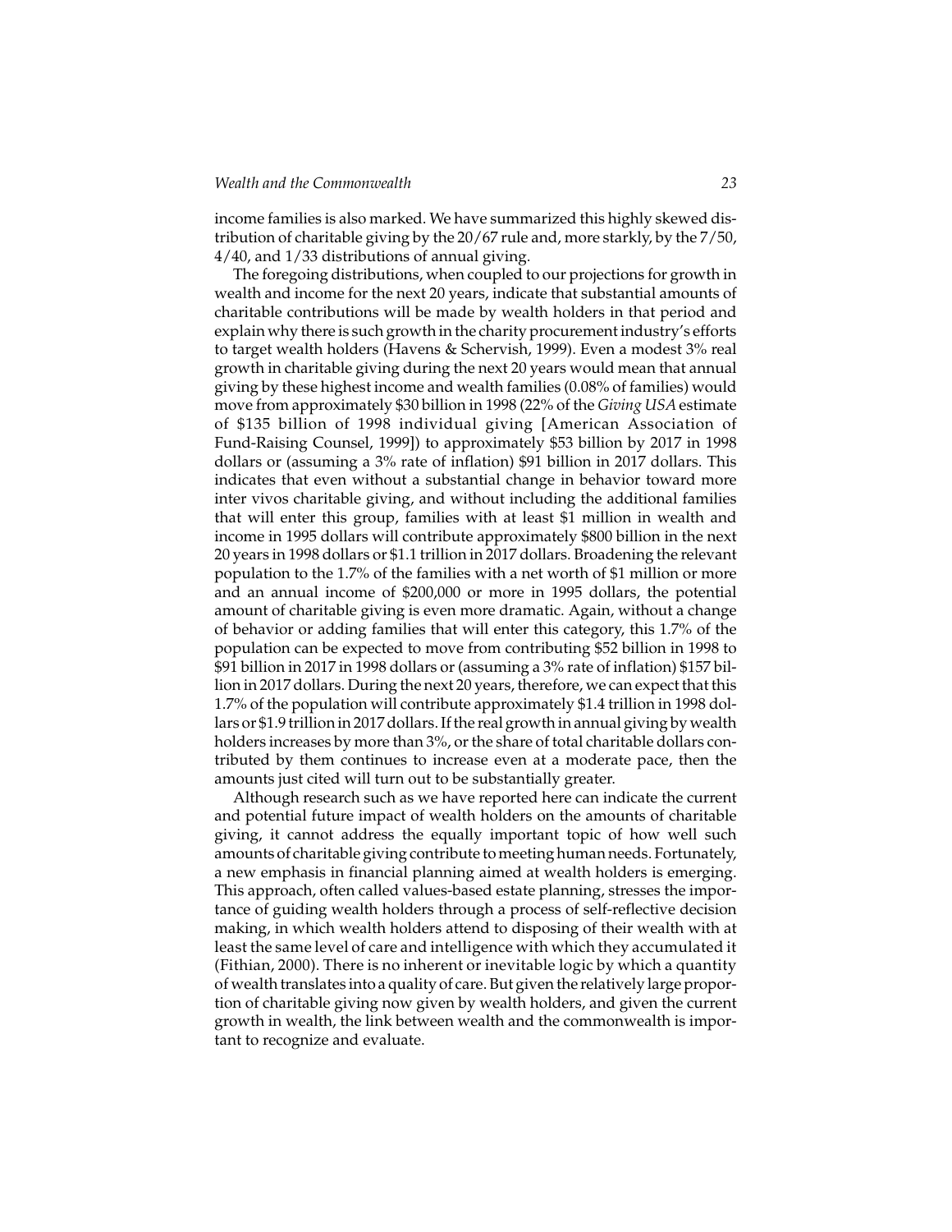income families is also marked. We have summarized this highly skewed distribution of charitable giving by the 20/67 rule and, more starkly, by the 7/50, 4/40, and 1/33 distributions of annual giving.

The foregoing distributions, when coupled to our projections for growth in wealth and income for the next 20 years, indicate that substantial amounts of charitable contributions will be made by wealth holders in that period and explain why there is such growth in the charity procurement industry's efforts to target wealth holders (Havens & Schervish, 1999). Even a modest 3% real growth in charitable giving during the next 20 years would mean that annual giving by these highest income and wealth families (0.08% of families) would move from approximately $30 billion in 1998 (22% of the *Giving USA* estimate of $135 billion of 1998 individual giving [American Association of Fund-Raising Counsel, 1999]) to approximately $53 billion by 2017 in 1998 dollars or (assuming a 3% rate of inflation) $91 billion in 2017 dollars. This indicates that even without a substantial change in behavior toward more inter vivos charitable giving, and without including the additional families that will enter this group, families with at least $1 million in wealth and income in 1995 dollars will contribute approximately $800 billion in the next 20 years in 1998 dollars or $1.1 trillion in 2017 dollars. Broadening the relevant population to the 1.7% of the families with a net worth of $1 million or more and an annual income of $200,000 or more in 1995 dollars, the potential amount of charitable giving is even more dramatic. Again, without a change of behavior or adding families that will enter this category, this 1.7% of the population can be expected to move from contributing $52 billion in 1998 to $91 billion in 2017 in 1998 dollars or (assuming a 3% rate of inflation) $157 billion in 2017 dollars. During the next 20 years, therefore, we can expect that this 1.7% of the population will contribute approximately $1.4 trillion in 1998 dollars or $1.9 trillion in 2017 dollars. If the real growth in annual giving by wealth holders increases by more than 3%, or the share of total charitable dollars contributed by them continues to increase even at a moderate pace, then the amounts just cited will turn out to be substantially greater.

Although research such as we have reported here can indicate the current and potential future impact of wealth holders on the amounts of charitable giving, it cannot address the equally important topic of how well such amounts of charitable giving contribute to meeting human needs. Fortunately, a new emphasis in financial planning aimed at wealth holders is emerging. This approach, often called values-based estate planning, stresses the importance of guiding wealth holders through a process of self-reflective decision making, in which wealth holders attend to disposing of their wealth with at least the same level of care and intelligence with which they accumulated it (Fithian, 2000). There is no inherent or inevitable logic by which a quantity of wealth translates into a quality of care. But given the relatively large proportion of charitable giving now given by wealth holders, and given the current growth in wealth, the link between wealth and the commonwealth is important to recognize and evaluate.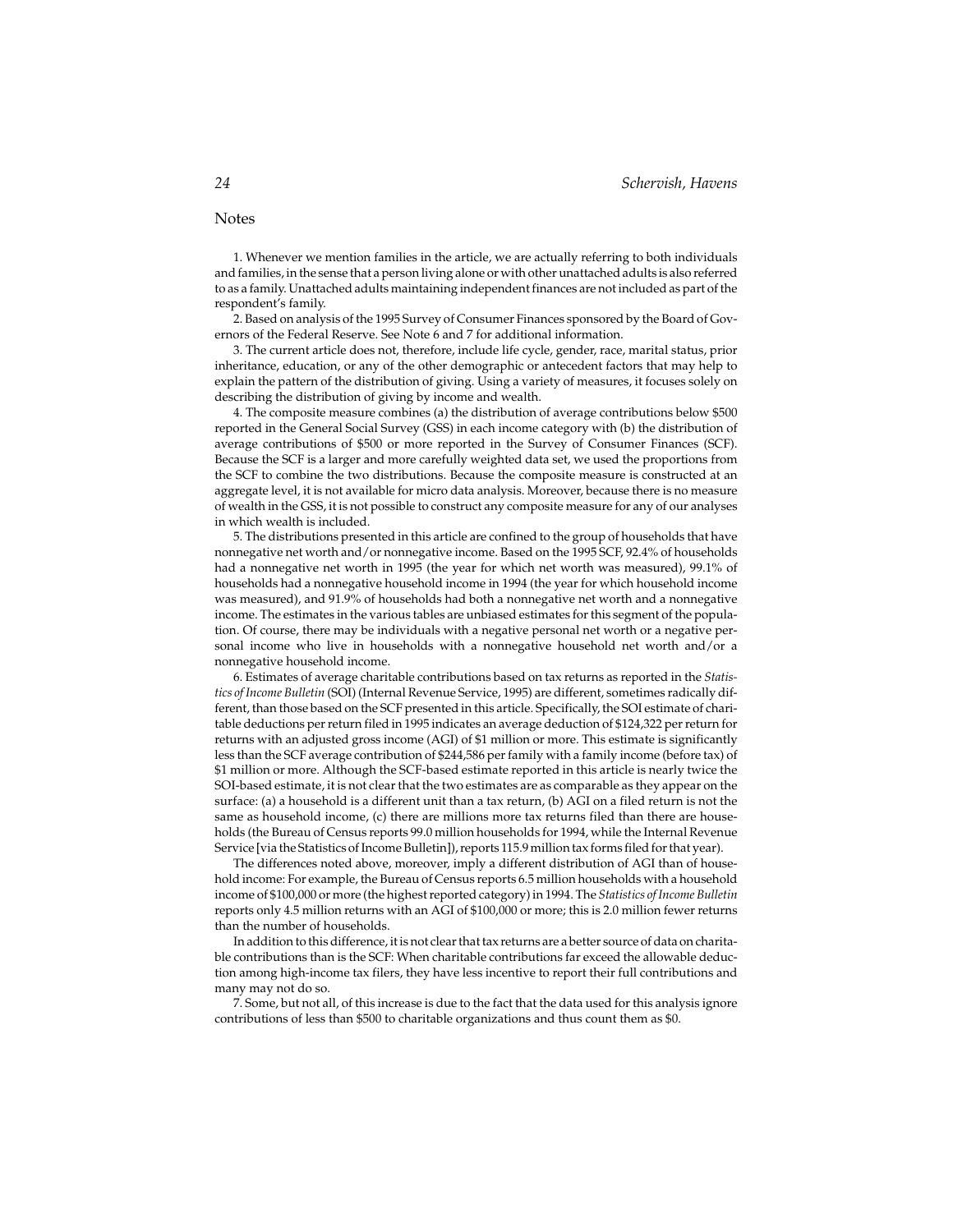## Notes

1. Whenever we mention families in the article, we are actually referring to both individuals and families, in the sense that a person living alone or with other unattached adults is also referred to as a family. Unattached adults maintaining independent finances are not included as part of the respondent's family.

2. Based on analysis of the 1995 Survey of Consumer Finances sponsored by the Board of Governors of the Federal Reserve. See Note 6 and 7 for additional information.

3. The current article does not, therefore, include life cycle, gender, race, marital status, prior inheritance, education, or any of the other demographic or antecedent factors that may help to explain the pattern of the distribution of giving. Using a variety of measures, it focuses solely on describing the distribution of giving by income and wealth.

4. The composite measure combines (a) the distribution of average contributions below $500 reported in the General Social Survey (GSS) in each income category with (b) the distribution of average contributions of $500 or more reported in the Survey of Consumer Finances (SCF). Because the SCF is a larger and more carefully weighted data set, we used the proportions from the SCF to combine the two distributions. Because the composite measure is constructed at an aggregate level, it is not available for micro data analysis. Moreover, because there is no measure of wealth in the GSS, it is not possible to construct any composite measure for any of our analyses in which wealth is included.

5. The distributions presented in this article are confined to the group of households that have nonnegative net worth and/or nonnegative income. Based on the 1995 SCF, 92.4% of households had a nonnegative net worth in 1995 (the year for which net worth was measured), 99.1% of households had a nonnegative household income in 1994 (the year for which household income was measured), and 91.9% of households had both a nonnegative net worth and a nonnegative income. The estimates in the various tables are unbiased estimates for this segment of the population. Of course, there may be individuals with a negative personal net worth or a negative personal income who live in households with a nonnegative household net worth and/or a nonnegative household income.

6. Estimates of average charitable contributions based on tax returns as reported in the *Statistics of Income Bulletin* (SOI) (Internal Revenue Service, 1995) are different, sometimes radically different, than those based on the SCF presented in this article. Specifically, the SOI estimate of charitable deductions per return filed in 1995 indicates an average deduction of $124,322 per return for returns with an adjusted gross income (AGI) of $1 million or more. This estimate is significantly less than the SCF average contribution of $244,586 per family with a family income (before tax) of $1 million or more. Although the SCF-based estimate reported in this article is nearly twice the SOI-based estimate, it is not clear that the two estimates are as comparable as they appear on the surface: (a) a household is a different unit than a tax return, (b) AGI on a filed return is not the same as household income, (c) there are millions more tax returns filed than there are households (the Bureau of Census reports 99.0 million households for 1994, while the Internal Revenue Service [via the Statistics of Income Bulletin]), reports 115.9 million tax forms filed for that year).

The differences noted above, moreover, imply a different distribution of AGI than of household income: For example, the Bureau of Census reports 6.5 million households with a household income of $100,000 or more (the highest reported category) in 1994. The *Statistics of Income Bulletin* reports only 4.5 million returns with an AGI of $100,000 or more; this is 2.0 million fewer returns than the number of households.

In addition to this difference, it is not clear that tax returns are a better source of data on charitable contributions than is the SCF: When charitable contributions far exceed the allowable deduction among high-income tax filers, they have less incentive to report their full contributions and many may not do so.

7. Some, but not all, of this increase is due to the fact that the data used for this analysis ignore contributions of less than $500 to charitable organizations and thus count them as $0.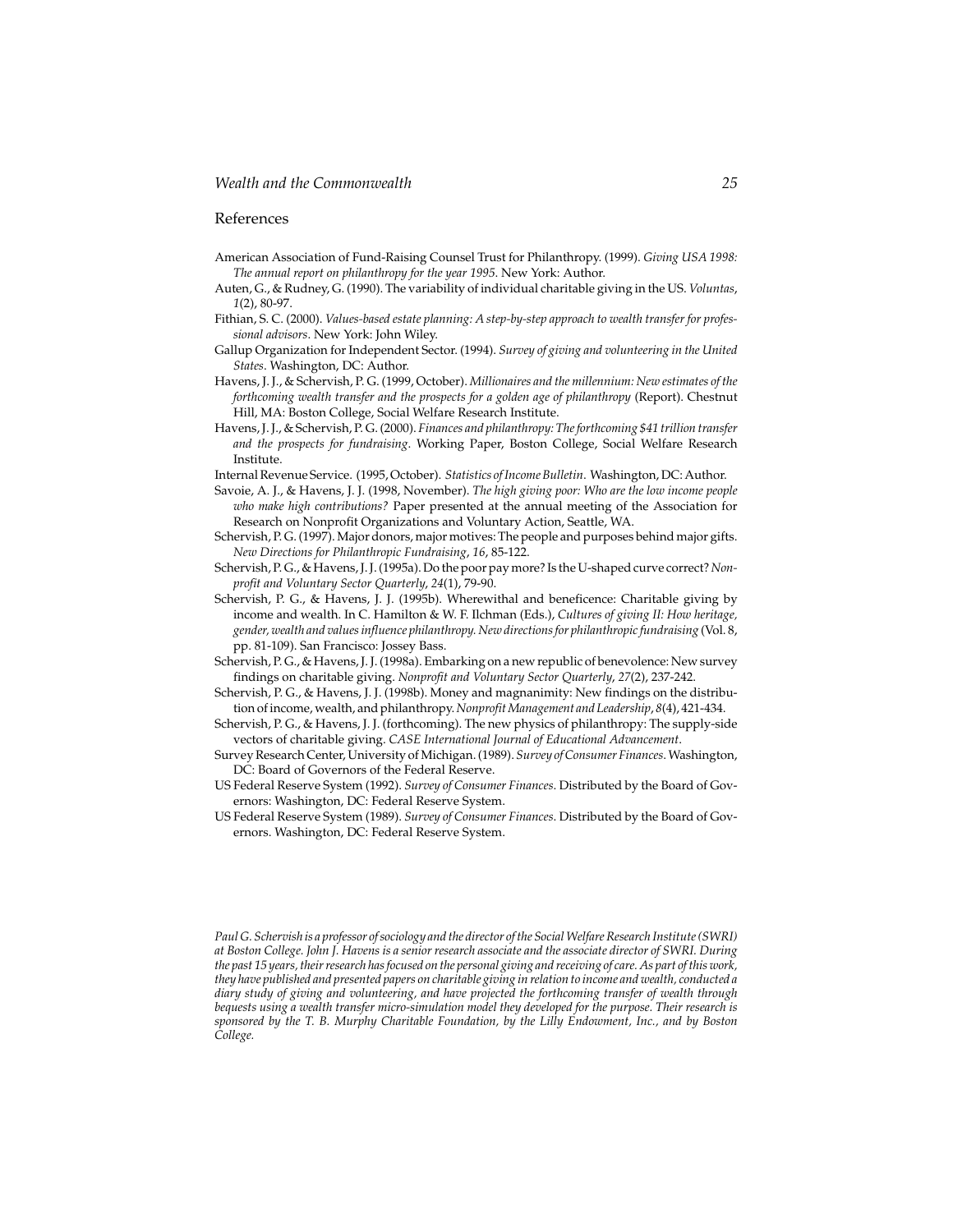## References

American Association of Fund-Raising Counsel Trust for Philanthropy. (1999). *Giving USA 1998: The annual report on philanthropy for the year 1995*. New York: Author.

Auten, G., & Rudney, G. (1990). The variability of individual charitable giving in the US. *Voluntas*, *1*(2), 80-97.

Fithian, S. C. (2000). *Values-based estate planning: A step-by-step approach to wealth transfer for professional advisors*. New York: John Wiley.

Gallup Organization for Independent Sector. (1994). *Survey of giving and volunteering in the United States*. Washington, DC: Author.

Havens, J. J., & Schervish, P. G. (1999, October). *Millionaires and the millennium: New estimates of the forthcoming wealth transfer and the prospects for a golden age of philanthropy* (Report). Chestnut Hill, MA: Boston College, Social Welfare Research Institute.

Havens, J. J., & Schervish, P. G. (2000). *Finances and philanthropy: The forthcoming $41 trillion transfer and the prospects for fundraising*. Working Paper, Boston College, Social Welfare Research Institute.

Internal Revenue Service. (1995, October). *Statistics of Income Bulletin*. Washington, DC: Author.

Savoie, A. J., & Havens, J. J. (1998, November). *The high giving poor: Who are the low income people who make high contributions?* Paper presented at the annual meeting of the Association for Research on Nonprofit Organizations and Voluntary Action, Seattle, WA.

Schervish, P. G. (1997). Major donors, major motives: The people and purposes behind major gifts. *New Directions for Philanthropic Fundraising*, *16*, 85-122.

Schervish, P. G., & Havens, J. J. (1995a). Do the poor pay more? Is the U-shaped curve correct? *Nonprofit and Voluntary Sector Quarterly*, *24*(1), 79-90.

Schervish, P. G., & Havens, J. J. (1995b). Wherewithal and beneficence: Charitable giving by income and wealth. In C. Hamilton & W. F. Ilchman (Eds.), *Cultures of giving II: How heritage, gender, wealth and values influence philanthropy. New directions for philanthropic fundraising* (Vol. 8, pp. 81-109). San Francisco: Jossey Bass.

Schervish, P. G., & Havens, J. J. (1998a). Embarking on a new republic of benevolence: New survey findings on charitable giving. *Nonprofit and Voluntary Sector Quarterly*, *27*(2), 237-242.

Schervish, P. G., & Havens, J. J. (1998b). Money and magnanimity: New findings on the distribution of income, wealth, and philanthropy. *Nonprofit Management and Leadership*, *8*(4), 421-434.

Schervish, P. G., & Havens, J. J. (forthcoming). The new physics of philanthropy: The supply-side vectors of charitable giving. *CASE International Journal of Educational Advancement*.

Survey Research Center, University of Michigan. (1989). *Survey of Consumer Finances*. Washington, DC: Board of Governors of the Federal Reserve.

US Federal Reserve System (1992). *Survey of Consumer Finances*. Distributed by the Board of Governors: Washington, DC: Federal Reserve System.

US Federal Reserve System (1989). *Survey of Consumer Finances*. Distributed by the Board of Governors. Washington, DC: Federal Reserve System.

*Paul G. Schervish is a professor of sociology and the director of the Social Welfare Research Institute (SWRI) at Boston College. John J. Havens is a senior research associate and the associate director of SWRI. During the past 15 years, their research has focused on the personal giving and receiving of care. As part of this work, they have published and presented papers on charitable giving in relation to income and wealth, conducted a diary study of giving and volunteering, and have projected the forthcoming transfer of wealth through bequests using a wealth transfer micro-simulation model they developed for the purpose. Their research is sponsored by the T. B. Murphy Charitable Foundation, by the Lilly Endowment, Inc., and by Boston College.*